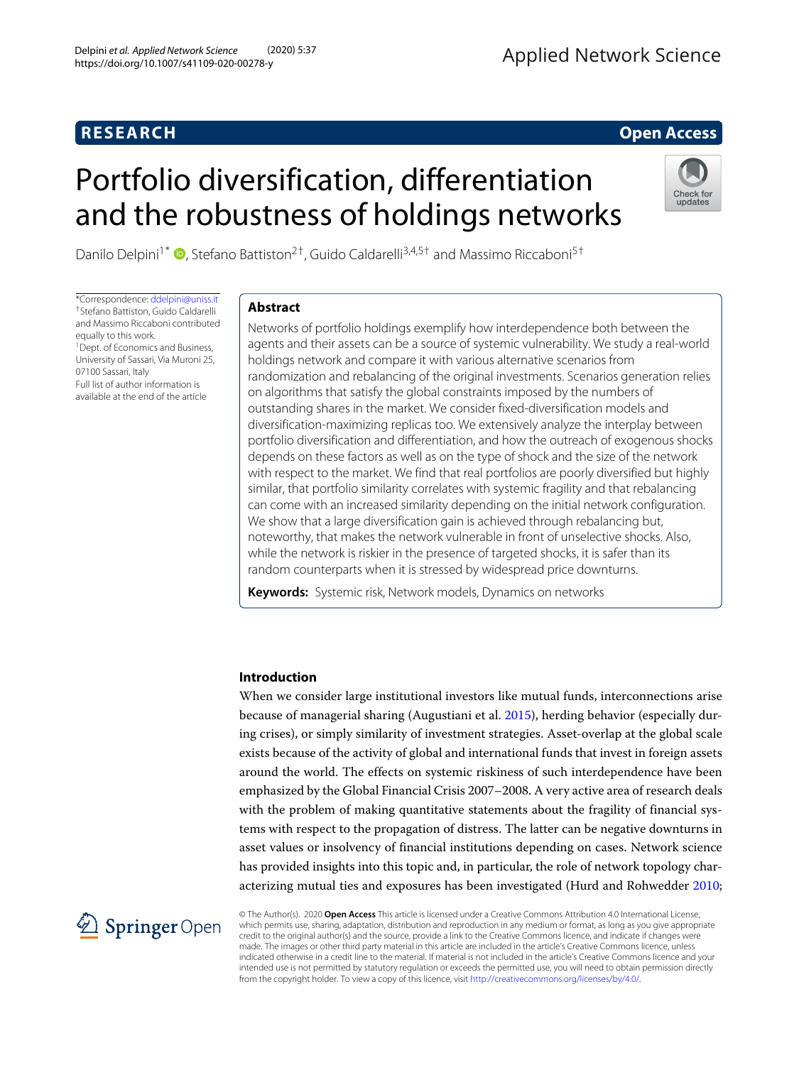**RESEARCH** **Open Access**

# Portfolio diversification, differentiation and the robustness of holdings networks

Danilo Delpini[1*], Stefano Battiston[2†], Guido Caldarelli[3,4,5†] and Massimo Riccaboni[5†]

*Correspondence: ddelpini@uniss.it
†Stefano Battiston, Guido Caldarelli and Massimo Riccaboni contributed equally to this work.
[1]Dept. of Economics and Business, University of Sassari, Via Muroni 25, 07100 Sassari, Italy
Full list of author information is available at the end of the article

## Abstract

Networks of portfolio holdings exemplify how interdependence both between the agents and their assets can be a source of systemic vulnerability. We study a real-world holdings network and compare it with various alternative scenarios from randomization and rebalancing of the original investments. Scenarios generation relies on algorithms that satisfy the global constraints imposed by the numbers of outstanding shares in the market. We consider fixed-diversification models and diversification-maximizing replicas too. We extensively analyze the interplay between portfolio diversification and differentiation, and how the outreach of exogenous shocks depends on these factors as well as on the type of shock and the size of the network with respect to the market. We find that real portfolios are poorly diversified but highly similar, that portfolio similarity correlates with systemic fragility and that rebalancing can come with an increased similarity depending on the initial network configuration. We show that a large diversification gain is achieved through rebalancing but, noteworthy, that makes the network vulnerable in front of unselective shocks. Also, while the network is riskier in the presence of targeted shocks, it is safer than its random counterparts when it is stressed by widespread price downturns.

**Keywords:** Systemic risk, Network models, Dynamics on networks

## Introduction

When we consider large institutional investors like mutual funds, interconnections arise because of managerial sharing (Augustiani et al. 2015), herding behavior (especially during crises), or simply similarity of investment strategies. Asset-overlap at the global scale exists because of the activity of global and international funds that invest in foreign assets around the world. The effects on systemic riskiness of such interdependence have been emphasized by the Global Financial Crisis 2007–2008. A very active area of research deals with the problem of making quantitative statements about the fragility of financial systems with respect to the propagation of distress. The latter can be negative downturns in asset values or insolvency of financial institutions depending on cases. Network science has provided insights into this topic and, in particular, the role of network topology characterizing mutual ties and exposures has been investigated (Hurd and Rohwedder 2010;

© The Author(s). 2020 **Open Access** This article is licensed under a Creative Commons Attribution 4.0 International License, which permits use, sharing, adaptation, distribution and reproduction in any medium or format, as long as you give appropriate credit to the original author(s) and the source, provide a link to the Creative Commons licence, and indicate if changes were made. The images or other third party material in this article are included in the article's Creative Commons licence, unless indicated otherwise in a credit line to the material. If material is not included in the article's Creative Commons licence and your intended use is not permitted by statutory regulation or exceeds the permitted use, you will need to obtain permission directly from the copyright holder. To view a copy of this licence, visit http://creativecommons.org/licenses/by/4.0/.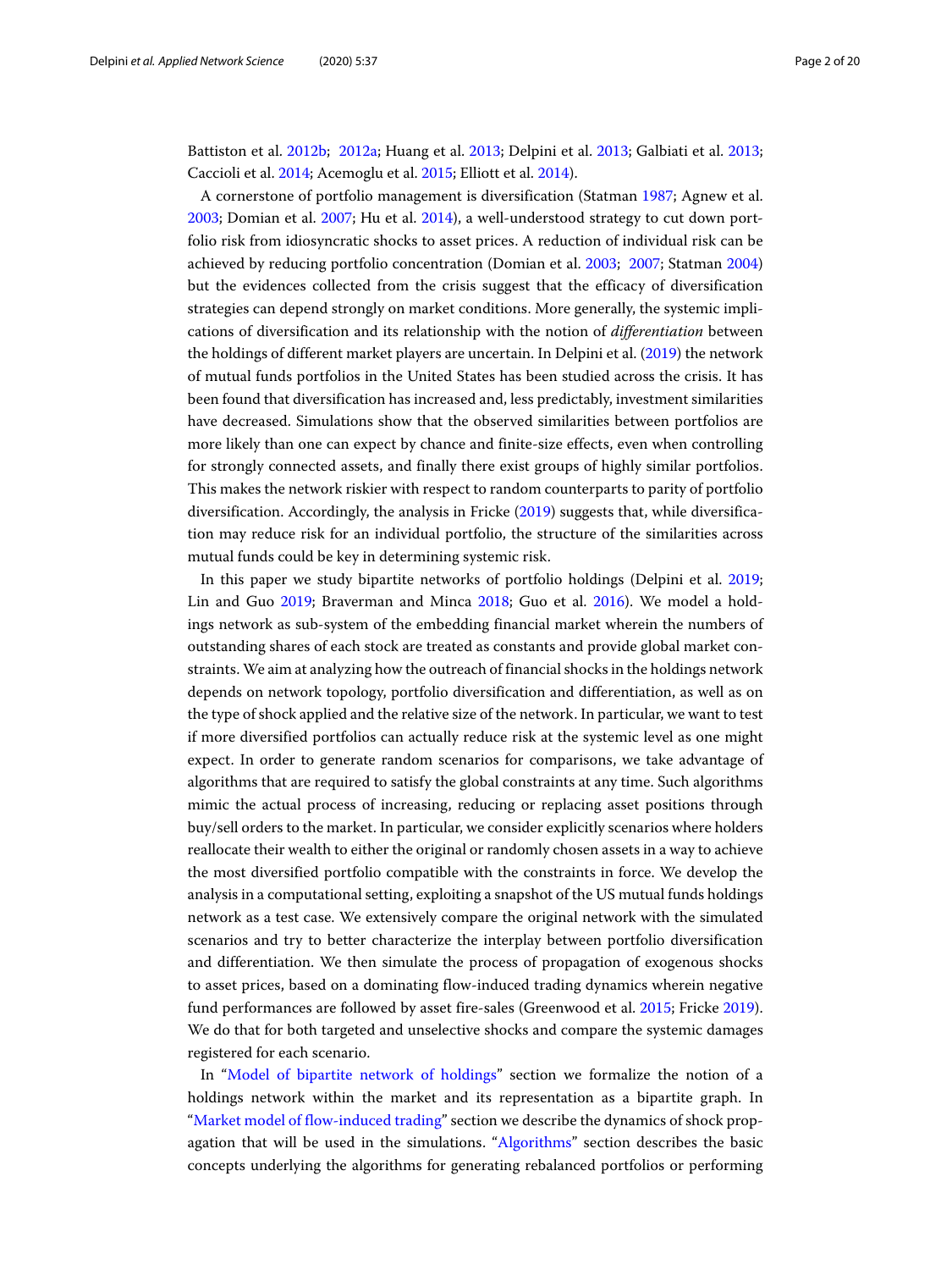Battiston et al. 2012b; 2012a; Huang et al. 2013; Delpini et al. 2013; Galbiati et al. 2013; Caccioli et al. 2014; Acemoglu et al. 2015; Elliott et al. 2014).

A cornerstone of portfolio management is diversification (Statman 1987; Agnew et al. 2003; Domian et al. 2007; Hu et al. 2014), a well-understood strategy to cut down portfolio risk from idiosyncratic shocks to asset prices. A reduction of individual risk can be achieved by reducing portfolio concentration (Domian et al. 2003; 2007; Statman 2004) but the evidences collected from the crisis suggest that the efficacy of diversification strategies can depend strongly on market conditions. More generally, the systemic implications of diversification and its relationship with the notion of *differentiation* between the holdings of different market players are uncertain. In Delpini et al. (2019) the network of mutual funds portfolios in the United States has been studied across the crisis. It has been found that diversification has increased and, less predictably, investment similarities have decreased. Simulations show that the observed similarities between portfolios are more likely than one can expect by chance and finite-size effects, even when controlling for strongly connected assets, and finally there exist groups of highly similar portfolios. This makes the network riskier with respect to random counterparts to parity of portfolio diversification. Accordingly, the analysis in Fricke (2019) suggests that, while diversification may reduce risk for an individual portfolio, the structure of the similarities across mutual funds could be key in determining systemic risk.

In this paper we study bipartite networks of portfolio holdings (Delpini et al. 2019; Lin and Guo 2019; Braverman and Minca 2018; Guo et al. 2016). We model a holdings network as sub-system of the embedding financial market wherein the numbers of outstanding shares of each stock are treated as constants and provide global market constraints. We aim at analyzing how the outreach of financial shocks in the holdings network depends on network topology, portfolio diversification and differentiation, as well as on the type of shock applied and the relative size of the network. In particular, we want to test if more diversified portfolios can actually reduce risk at the systemic level as one might expect. In order to generate random scenarios for comparisons, we take advantage of algorithms that are required to satisfy the global constraints at any time. Such algorithms mimic the actual process of increasing, reducing or replacing asset positions through buy/sell orders to the market. In particular, we consider explicitly scenarios where holders reallocate their wealth to either the original or randomly chosen assets in a way to achieve the most diversified portfolio compatible with the constraints in force. We develop the analysis in a computational setting, exploiting a snapshot of the US mutual funds holdings network as a test case. We extensively compare the original network with the simulated scenarios and try to better characterize the interplay between portfolio diversification and differentiation. We then simulate the process of propagation of exogenous shocks to asset prices, based on a dominating flow-induced trading dynamics wherein negative fund performances are followed by asset fire-sales (Greenwood et al. 2015; Fricke 2019). We do that for both targeted and unselective shocks and compare the systemic damages registered for each scenario.

In "Model of bipartite network of holdings" section we formalize the notion of a holdings network within the market and its representation as a bipartite graph. In "Market model of flow-induced trading" section we describe the dynamics of shock propagation that will be used in the simulations. "Algorithms" section describes the basic concepts underlying the algorithms for generating rebalanced portfolios or performing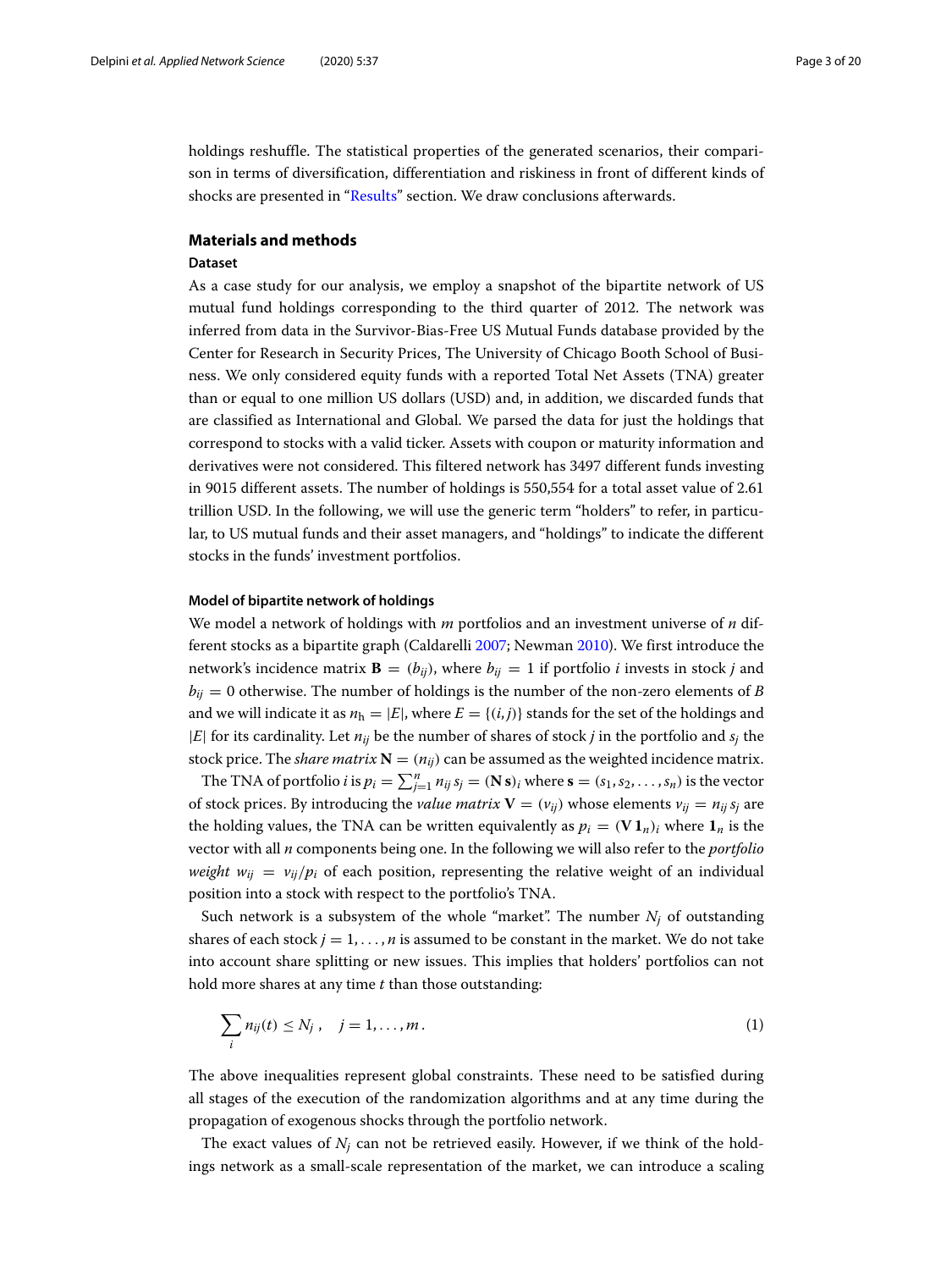holdings reshuffle. The statistical properties of the generated scenarios, their comparison in terms of diversification, differentiation and riskiness in front of different kinds of shocks are presented in "Results" section. We draw conclusions afterwards.

## Materials and methods

### Dataset

As a case study for our analysis, we employ a snapshot of the bipartite network of US mutual fund holdings corresponding to the third quarter of 2012. The network was inferred from data in the Survivor-Bias-Free US Mutual Funds database provided by the Center for Research in Security Prices, The University of Chicago Booth School of Business. We only considered equity funds with a reported Total Net Assets (TNA) greater than or equal to one million US dollars (USD) and, in addition, we discarded funds that are classified as International and Global. We parsed the data for just the holdings that correspond to stocks with a valid ticker. Assets with coupon or maturity information and derivatives were not considered. This filtered network has 3497 different funds investing in 9015 different assets. The number of holdings is 550,554 for a total asset value of 2.61 trillion USD. In the following, we will use the generic term "holders" to refer, in particular, to US mutual funds and their asset managers, and "holdings" to indicate the different stocks in the funds' investment portfolios.

#### Model of bipartite network of holdings

We model a network of holdings with $m$ portfolios and an investment universe of $n$ different stocks as a bipartite graph (Caldarelli 2007; Newman 2010). We first introduce the network's incidence matrix $\mathbf{B} = (b_{ij})$, where $b_{ij} = 1$ if portfolio $i$ invests in stock $j$ and $b_{ij} = 0$ otherwise. The number of holdings is the number of the non-zero elements of $B$ and we will indicate it as $n_{\mathrm{h}} = |E|$, where $E = \{(i,j)\}$ stands for the set of the holdings and $|E|$ for its cardinality. Let $n_{ij}$ be the number of shares of stock $j$ in the portfolio and $s_j$ the stock price. The *share matrix* $\mathbf{N} = (n_{ij})$ can be assumed as the weighted incidence matrix.

The TNA of portfolio $i$ is $p_i = \sum_{j=1}^{n} n_{ij}\, s_j = (\mathbf{N}\,\mathbf{s})_i$ where $\mathbf{s} = (s_1, s_2, \ldots, s_n)$ is the vector of stock prices. By introducing the *value matrix* $\mathbf{V} = (v_{ij})$ whose elements $v_{ij} = n_{ij}\, s_j$ are the holding values, the TNA can be written equivalently as $p_i = (\mathbf{V}\,\mathbf{1}_n)_i$ where $\mathbf{1}_n$ is the vector with all $n$ components being one. In the following we will also refer to the *portfolio weight* $w_{ij} = v_{ij}/p_i$ of each position, representing the relative weight of an individual position into a stock with respect to the portfolio's TNA.

Such network is a subsystem of the whole "market". The number $N_j$ of outstanding shares of each stock $j = 1, \ldots, n$ is assumed to be constant in the market. We do not take into account share splitting or new issues. This implies that holders' portfolios can not hold more shares at any time $t$ than those outstanding:

$$\sum_{i} n_{ij}(t) \leq N_j\,, \quad j = 1, \ldots, m\,. \tag{1}$$

The above inequalities represent global constraints. These need to be satisfied during all stages of the execution of the randomization algorithms and at any time during the propagation of exogenous shocks through the portfolio network.

The exact values of $N_j$ can not be retrieved easily. However, if we think of the holdings network as a small-scale representation of the market, we can introduce a scaling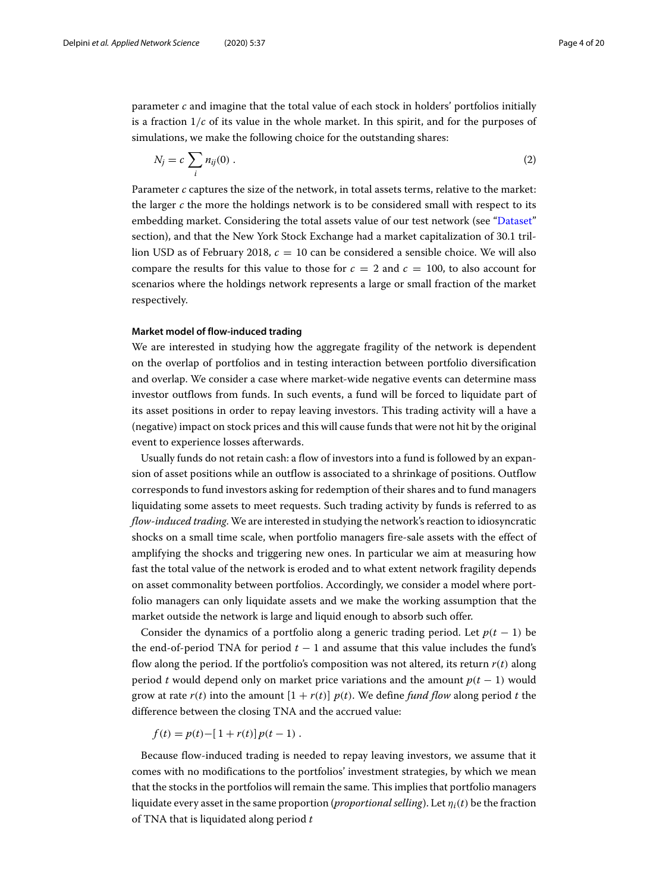parameter $c$ and imagine that the total value of each stock in holders' portfolios initially is a fraction $1/c$ of its value in the whole market. In this spirit, and for the purposes of simulations, we make the following choice for the outstanding shares:

$$N_j = c \sum_i n_{ij}(0) \; . \tag{2}$$

Parameter $c$ captures the size of the network, in total assets terms, relative to the market: the larger $c$ the more the holdings network is to be considered small with respect to its embedding market. Considering the total assets value of our test network (see "Dataset" section), and that the New York Stock Exchange had a market capitalization of 30.1 trillion USD as of February 2018, $c = 10$ can be considered a sensible choice. We will also compare the results for this value to those for $c = 2$ and $c = 100$, to also account for scenarios where the holdings network represents a large or small fraction of the market respectively.

### Market model of flow-induced trading

We are interested in studying how the aggregate fragility of the network is dependent on the overlap of portfolios and in testing interaction between portfolio diversification and overlap. We consider a case where market-wide negative events can determine mass investor outflows from funds. In such events, a fund will be forced to liquidate part of its asset positions in order to repay leaving investors. This trading activity will a have a (negative) impact on stock prices and this will cause funds that were not hit by the original event to experience losses afterwards.

Usually funds do not retain cash: a flow of investors into a fund is followed by an expansion of asset positions while an outflow is associated to a shrinkage of positions. Outflow corresponds to fund investors asking for redemption of their shares and to fund managers liquidating some assets to meet requests. Such trading activity by funds is referred to as *flow-induced trading*. We are interested in studying the network's reaction to idiosyncratic shocks on a small time scale, when portfolio managers fire-sale assets with the effect of amplifying the shocks and triggering new ones. In particular we aim at measuring how fast the total value of the network is eroded and to what extent network fragility depends on asset commonality between portfolios. Accordingly, we consider a model where portfolio managers can only liquidate assets and we make the working assumption that the market outside the network is large and liquid enough to absorb such offer.

Consider the dynamics of a portfolio along a generic trading period. Let $p(t-1)$ be the end-of-period TNA for period $t-1$ and assume that this value includes the fund's flow along the period. If the portfolio's composition was not altered, its return $r(t)$ along period $t$ would depend only on market price variations and the amount $p(t-1)$ would grow at rate $r(t)$ into the amount $[1 + r(t)]\; p(t)$. We define *fund flow* along period $t$ the difference between the closing TNA and the accrued value:

$$f(t) = p(t) - [\,1 + r(t)\,]\, p(t-1) \; .$$

Because flow-induced trading is needed to repay leaving investors, we assume that it comes with no modifications to the portfolios' investment strategies, by which we mean that the stocks in the portfolios will remain the same. This implies that portfolio managers liquidate every asset in the same proportion (*proportional selling*). Let $\eta_i(t)$ be the fraction of TNA that is liquidated along period $t$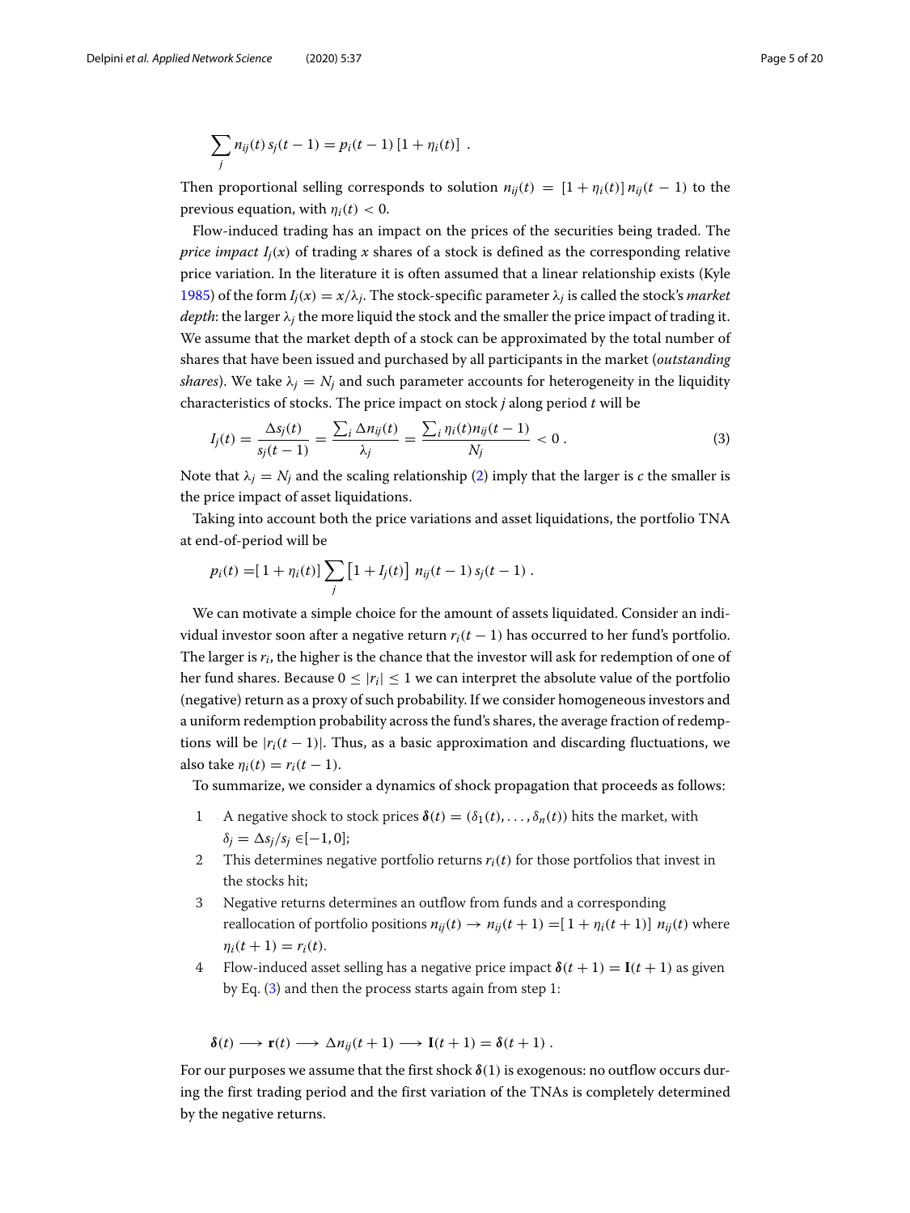$$\sum_j n_{ij}(t)\, s_j(t-1) = p_i(t-1)\,[1+\eta_i(t)]\ .$$

Then proportional selling corresponds to solution $n_{ij}(t) = [1+\eta_i(t)]\, n_{ij}(t-1)$ to the previous equation, with $\eta_i(t) < 0$.

Flow-induced trading has an impact on the prices of the securities being traded. The *price impact* $I_j(x)$ of trading $x$ shares of a stock is defined as the corresponding relative price variation. In the literature it is often assumed that a linear relationship exists (Kyle 1985) of the form $I_j(x) = x/\lambda_j$. The stock-specific parameter $\lambda_j$ is called the stock's *market depth*: the larger $\lambda_j$ the more liquid the stock and the smaller the price impact of trading it. We assume that the market depth of a stock can be approximated by the total number of shares that have been issued and purchased by all participants in the market (*outstanding shares*). We take $\lambda_j = N_j$ and such parameter accounts for heterogeneity in the liquidity characteristics of stocks. The price impact on stock $j$ along period $t$ will be

$$I_j(t) = \frac{\Delta s_j(t)}{s_j(t-1)} = \frac{\sum_i \Delta n_{ij}(t)}{\lambda_j} = \frac{\sum_i \eta_i(t) n_{ij}(t-1)}{N_j} < 0\ . \tag{3}$$

Note that $\lambda_j = N_j$ and the scaling relationship (2) imply that the larger is $c$ the smaller is the price impact of asset liquidations.

Taking into account both the price variations and asset liquidations, the portfolio TNA at end-of-period will be

$$p_i(t) = [1+\eta_i(t)] \sum_j \left[1 + I_j(t)\right]\, n_{ij}(t-1)\, s_j(t-1)\ .$$

We can motivate a simple choice for the amount of assets liquidated. Consider an individual investor soon after a negative return $r_i(t-1)$ has occurred to her fund's portfolio. The larger is $r_i$, the higher is the chance that the investor will ask for redemption of one of her fund shares. Because $0 \le |r_i| \le 1$ we can interpret the absolute value of the portfolio (negative) return as a proxy of such probability. If we consider homogeneous investors and a uniform redemption probability across the fund's shares, the average fraction of redemptions will be $|r_i(t-1)|$. Thus, as a basic approximation and discarding fluctuations, we also take $\eta_i(t) = r_i(t-1)$.

To summarize, we consider a dynamics of shock propagation that proceeds as follows:

1. A negative shock to stock prices $\boldsymbol{\delta}(t) = (\delta_1(t), \ldots, \delta_n(t))$ hits the market, with $\delta_j = \Delta s_j / s_j \in [-1, 0]$;
2. This determines negative portfolio returns $r_i(t)$ for those portfolios that invest in the stocks hit;
3. Negative returns determines an outflow from funds and a corresponding reallocation of portfolio positions $n_{ij}(t) \rightarrow n_{ij}(t+1) = [1+\eta_i(t+1)]\, n_{ij}(t)$ where $\eta_i(t+1) = r_i(t)$.
4. Flow-induced asset selling has a negative price impact $\boldsymbol{\delta}(t+1) = \mathbf{I}(t+1)$ as given by Eq. (3) and then the process starts again from step 1:

$$\boldsymbol{\delta}(t) \longrightarrow \mathbf{r}(t) \longrightarrow \Delta n_{ij}(t+1) \longrightarrow \mathbf{I}(t+1) = \boldsymbol{\delta}(t+1)\ .$$

For our purposes we assume that the first shock $\boldsymbol{\delta}(1)$ is exogenous: no outflow occurs during the first trading period and the first variation of the TNAs is completely determined by the negative returns.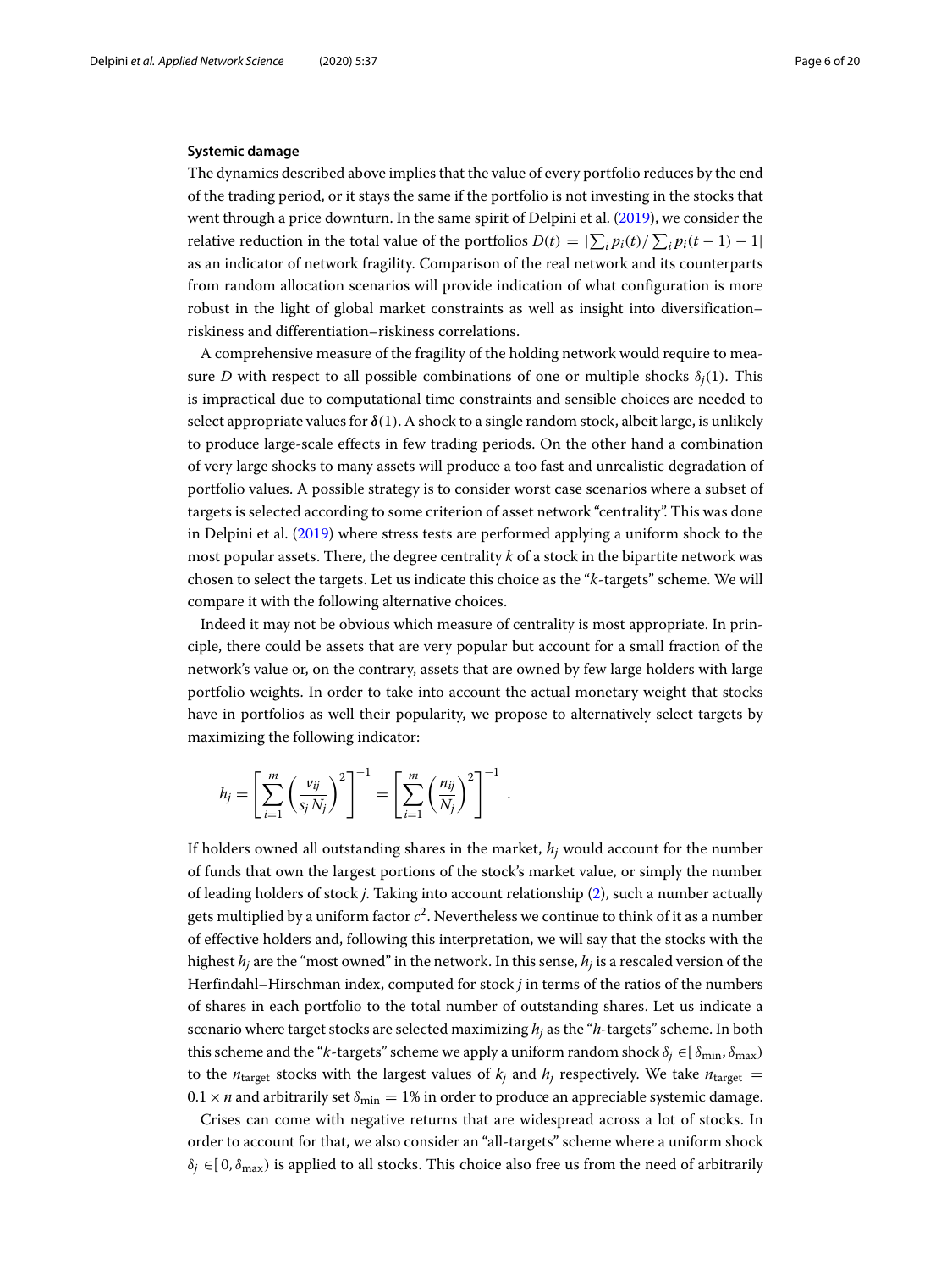### Systemic damage

The dynamics described above implies that the value of every portfolio reduces by the end of the trading period, or it stays the same if the portfolio is not investing in the stocks that went through a price downturn. In the same spirit of Delpini et al. (2019), we consider the relative reduction in the total value of the portfolios $D(t) = |\sum_i p_i(t)/\sum_i p_i(t-1) - 1|$ as an indicator of network fragility. Comparison of the real network and its counterparts from random allocation scenarios will provide indication of what configuration is more robust in the light of global market constraints as well as insight into diversification–riskiness and differentiation–riskiness correlations.

A comprehensive measure of the fragility of the holding network would require to measure $D$ with respect to all possible combinations of one or multiple shocks $\delta_j(1)$. This is impractical due to computational time constraints and sensible choices are needed to select appropriate values for $\boldsymbol{\delta}(1)$. A shock to a single random stock, albeit large, is unlikely to produce large-scale effects in few trading periods. On the other hand a combination of very large shocks to many assets will produce a too fast and unrealistic degradation of portfolio values. A possible strategy is to consider worst case scenarios where a subset of targets is selected according to some criterion of asset network "centrality". This was done in Delpini et al. (2019) where stress tests are performed applying a uniform shock to the most popular assets. There, the degree centrality $k$ of a stock in the bipartite network was chosen to select the targets. Let us indicate this choice as the "$k$-targets" scheme. We will compare it with the following alternative choices.

Indeed it may not be obvious which measure of centrality is most appropriate. In principle, there could be assets that are very popular but account for a small fraction of the network's value or, on the contrary, assets that are owned by few large holders with large portfolio weights. In order to take into account the actual monetary weight that stocks have in portfolios as well their popularity, we propose to alternatively select targets by maximizing the following indicator:

$$h_j = \left[\sum_{i=1}^{m} \left(\frac{v_{ij}}{s_j N_j}\right)^2\right]^{-1} = \left[\sum_{i=1}^{m} \left(\frac{n_{ij}}{N_j}\right)^2\right]^{-1}.$$

If holders owned all outstanding shares in the market, $h_j$ would account for the number of funds that own the largest portions of the stock's market value, or simply the number of leading holders of stock $j$. Taking into account relationship (2), such a number actually gets multiplied by a uniform factor $c^2$. Nevertheless we continue to think of it as a number of effective holders and, following this interpretation, we will say that the stocks with the highest $h_j$ are the "most owned" in the network. In this sense, $h_j$ is a rescaled version of the Herfindahl–Hirschman index, computed for stock $j$ in terms of the ratios of the numbers of shares in each portfolio to the total number of outstanding shares. Let us indicate a scenario where target stocks are selected maximizing $h_j$ as the "$h$-targets" scheme. In both this scheme and the "$k$-targets" scheme we apply a uniform random shock $\delta_j \in [\delta_{\min}, \delta_{\max})$ to the $n_{\text{target}}$ stocks with the largest values of $k_j$ and $h_j$ respectively. We take $n_{\text{target}} = 0.1 \times n$ and arbitrarily set $\delta_{\min} = 1\%$ in order to produce an appreciable systemic damage.

Crises can come with negative returns that are widespread across a lot of stocks. In order to account for that, we also consider an "all-targets" scheme where a uniform shock $\delta_j \in [0, \delta_{\max})$ is applied to all stocks. This choice also free us from the need of arbitrarily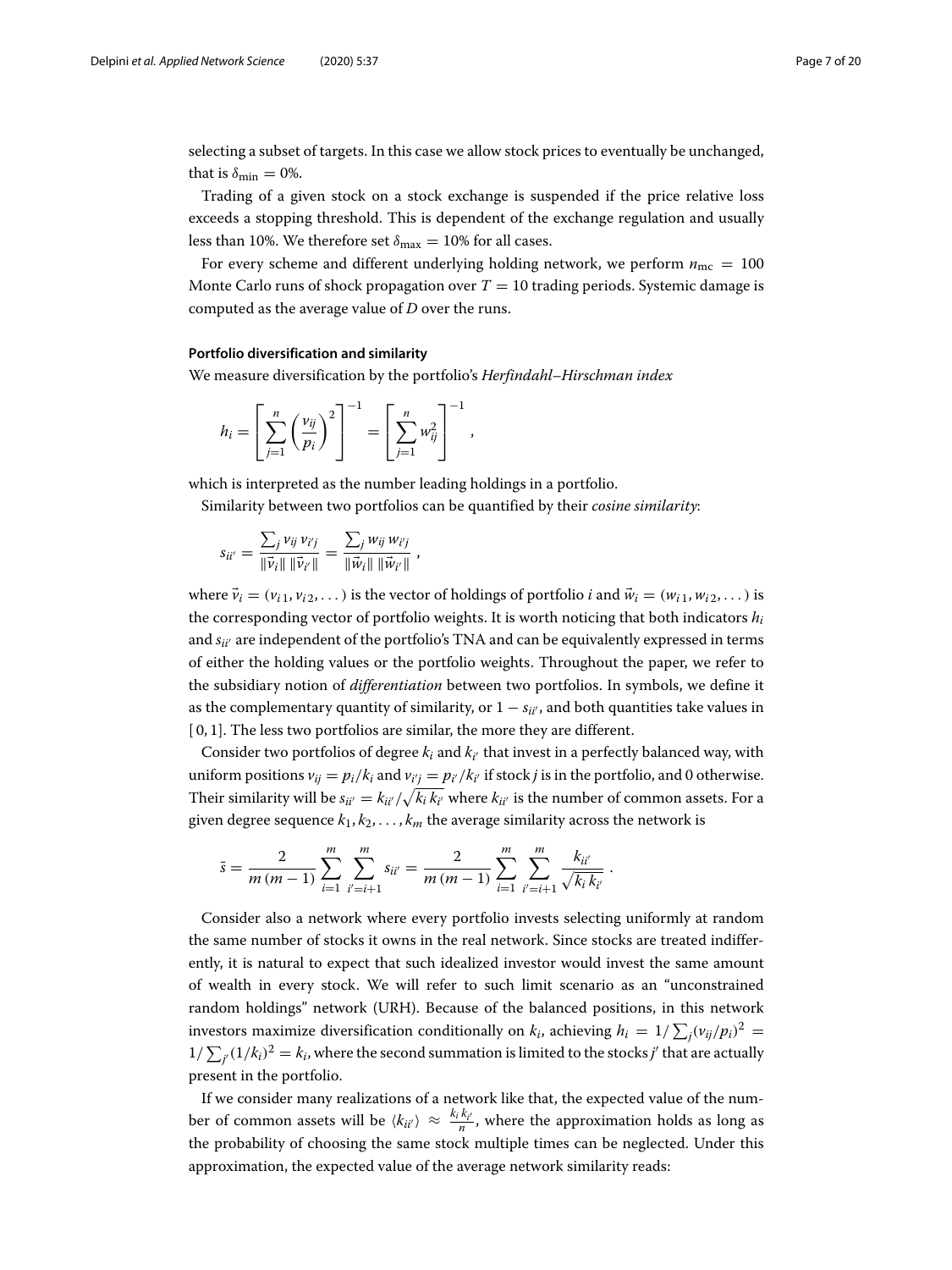selecting a subset of targets. In this case we allow stock prices to eventually be unchanged, that is $\delta_{\min} = 0\%$.

Trading of a given stock on a stock exchange is suspended if the price relative loss exceeds a stopping threshold. This is dependent of the exchange regulation and usually less than 10%. We therefore set $\delta_{\max} = 10\%$ for all cases.

For every scheme and different underlying holding network, we perform $n_{\mathrm{mc}} = 100$ Monte Carlo runs of shock propagation over $T = 10$ trading periods. Systemic damage is computed as the average value of $D$ over the runs.

#### Portfolio diversification and similarity

We measure diversification by the portfolio's *Herfindahl–Hirschman index*

$$h_i = \left[ \sum_{j=1}^{n} \left( \frac{v_{ij}}{p_i} \right)^2 \right]^{-1} = \left[ \sum_{j=1}^{n} w_{ij}^2 \right]^{-1} ,$$

which is interpreted as the number leading holdings in a portfolio.

Similarity between two portfolios can be quantified by their *cosine similarity*:

$$s_{ii'} = \frac{\sum_j v_{ij}\, v_{i'j}}{\|\vec{v}_i\| \, \|\vec{v}_{i'}\|} = \frac{\sum_j w_{ij}\, w_{i'j}}{\|\vec{w}_i\| \, \|\vec{w}_{i'}\|} ,$$

where $\vec{v}_i = (v_{i1}, v_{i2}, \dots)$ is the vector of holdings of portfolio $i$ and $\vec{w}_i = (w_{i1}, w_{i2}, \dots)$ is the corresponding vector of portfolio weights. It is worth noticing that both indicators $h_i$ and $s_{ii'}$ are independent of the portfolio's TNA and can be equivalently expressed in terms of either the holding values or the portfolio weights. Throughout the paper, we refer to the subsidiary notion of *differentiation* between two portfolios. In symbols, we define it as the complementary quantity of similarity, or $1 - s_{ii'}$, and both quantities take values in $[0, 1]$. The less two portfolios are similar, the more they are different.

Consider two portfolios of degree $k_i$ and $k_{i'}$ that invest in a perfectly balanced way, with uniform positions $v_{ij} = p_i/k_i$ and $v_{i'j} = p_{i'}/k_{i'}$ if stock $j$ is in the portfolio, and 0 otherwise. Their similarity will be $s_{ii'} = k_{ii'}/\sqrt{k_i\, k_{i'}}$ where $k_{ii'}$ is the number of common assets. For a given degree sequence $k_1, k_2, \dots, k_m$ the average similarity across the network is

$$\bar{s} = \frac{2}{m\,(m-1)} \sum_{i=1}^{m} \sum_{i'=i+1}^{m} s_{ii'} = \frac{2}{m\,(m-1)} \sum_{i=1}^{m} \sum_{i'=i+1}^{m} \frac{k_{ii'}}{\sqrt{k_i\, k_{i'}}} .$$

Consider also a network where every portfolio invests selecting uniformly at random the same number of stocks it owns in the real network. Since stocks are treated indifferently, it is natural to expect that such idealized investor would invest the same amount of wealth in every stock. We will refer to such limit scenario as an "unconstrained random holdings" network (URH). Because of the balanced positions, in this network investors maximize diversification conditionally on $k_i$, achieving $h_i = 1/\sum_j (v_{ij}/p_i)^2 = 1/\sum_{j'} (1/k_i)^2 = k_i$, where the second summation is limited to the stocks $j'$ that are actually present in the portfolio.

If we consider many realizations of a network like that, the expected value of the number of common assets will be $\langle k_{ii'} \rangle \approx \frac{k_i\, k_{i'}}{n}$, where the approximation holds as long as the probability of choosing the same stock multiple times can be neglected. Under this approximation, the expected value of the average network similarity reads: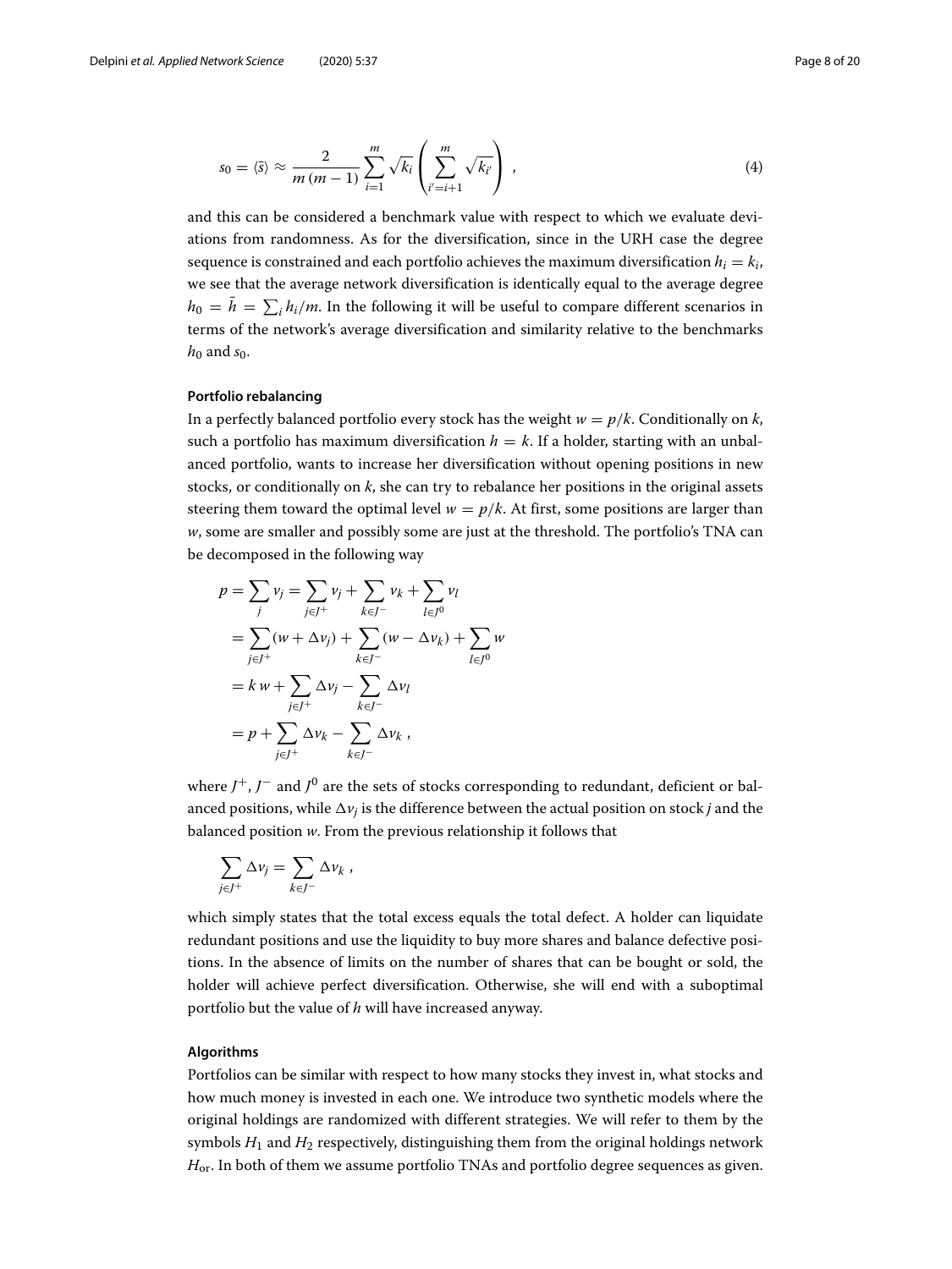$$s_0 = \langle \bar{s} \rangle \approx \frac{2}{m\,(m-1)} \sum_{i=1}^{m} \sqrt{k_i} \left( \sum_{i'=i+1}^{m} \sqrt{k_{i'}} \right) \,, \tag{4}$$

and this can be considered a benchmark value with respect to which we evaluate deviations from randomness. As for the diversification, since in the URH case the degree sequence is constrained and each portfolio achieves the maximum diversification $h_i = k_i$, we see that the average network diversification is identically equal to the average degree $h_0 = \bar{h} = \sum_i h_i/m$. In the following it will be useful to compare different scenarios in terms of the network's average diversification and similarity relative to the benchmarks $h_0$ and $s_0$.

#### Portfolio rebalancing

In a perfectly balanced portfolio every stock has the weight $w = p/k$. Conditionally on $k$, such a portfolio has maximum diversification $h = k$. If a holder, starting with an unbalanced portfolio, wants to increase her diversification without opening positions in new stocks, or conditionally on $k$, she can try to rebalance her positions in the original assets steering them toward the optimal level $w = p/k$. At first, some positions are larger than $w$, some are smaller and possibly some are just at the threshold. The portfolio's TNA can be decomposed in the following way

$$\begin{aligned}
p &= \sum_j v_j = \sum_{j \in J^+} v_j + \sum_{k \in J^-} v_k + \sum_{l \in J^0} v_l \\
&= \sum_{j \in J^+} (w + \Delta v_j) + \sum_{k \in J^-} (w - \Delta v_k) + \sum_{l \in J^0} w \\
&= k\, w + \sum_{j \in J^+} \Delta v_j - \sum_{k \in J^-} \Delta v_l \\
&= p + \sum_{j \in J^+} \Delta v_k - \sum_{k \in J^-} \Delta v_k \,,
\end{aligned}$$

where $J^+$, $J^-$ and $J^0$ are the sets of stocks corresponding to redundant, deficient or balanced positions, while $\Delta v_j$ is the difference between the actual position on stock $j$ and the balanced position $w$. From the previous relationship it follows that

$$\sum_{j \in J^+} \Delta v_j = \sum_{k \in J^-} \Delta v_k \,,$$

which simply states that the total excess equals the total defect. A holder can liquidate redundant positions and use the liquidity to buy more shares and balance defective positions. In the absence of limits on the number of shares that can be bought or sold, the holder will achieve perfect diversification. Otherwise, she will end with a suboptimal portfolio but the value of $h$ will have increased anyway.

#### Algorithms

Portfolios can be similar with respect to how many stocks they invest in, what stocks and how much money is invested in each one. We introduce two synthetic models where the original holdings are randomized with different strategies. We will refer to them by the symbols $H_1$ and $H_2$ respectively, distinguishing them from the original holdings network $H_{\text{or}}$. In both of them we assume portfolio TNAs and portfolio degree sequences as given.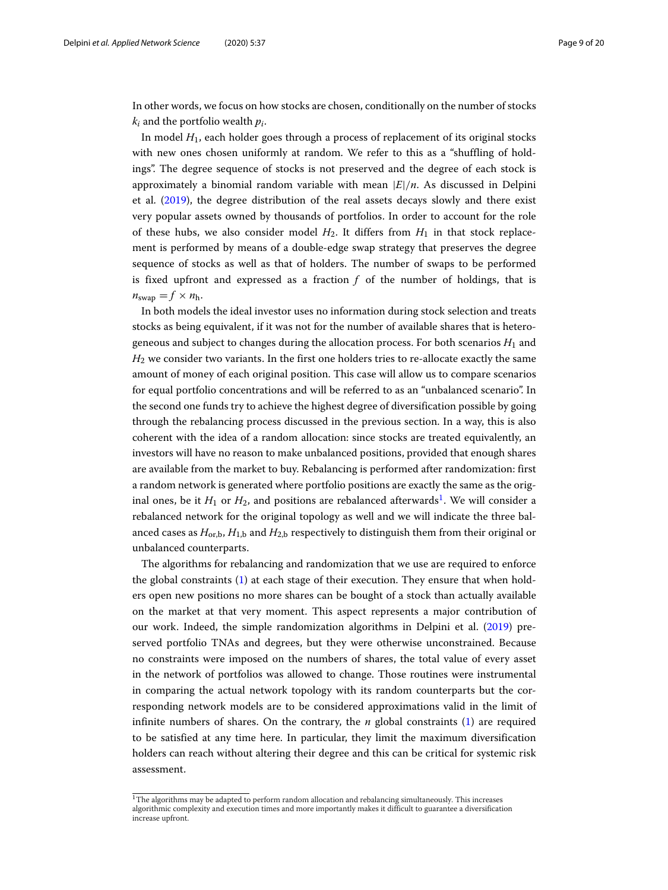In other words, we focus on how stocks are chosen, conditionally on the number of stocks $k_i$ and the portfolio wealth $p_i$.

In model $H_1$, each holder goes through a process of replacement of its original stocks with new ones chosen uniformly at random. We refer to this as a "shuffling of holdings". The degree sequence of stocks is not preserved and the degree of each stock is approximately a binomial random variable with mean $|E|/n$. As discussed in Delpini et al. (2019), the degree distribution of the real assets decays slowly and there exist very popular assets owned by thousands of portfolios. In order to account for the role of these hubs, we also consider model $H_2$. It differs from $H_1$ in that stock replacement is performed by means of a double-edge swap strategy that preserves the degree sequence of stocks as well as that of holders. The number of swaps to be performed is fixed upfront and expressed as a fraction $f$ of the number of holdings, that is $n_{\text{swap}} = f \times n_{\text{h}}$.

In both models the ideal investor uses no information during stock selection and treats stocks as being equivalent, if it was not for the number of available shares that is heterogeneous and subject to changes during the allocation process. For both scenarios $H_1$ and $H_2$ we consider two variants. In the first one holders tries to re-allocate exactly the same amount of money of each original position. This case will allow us to compare scenarios for equal portfolio concentrations and will be referred to as an "unbalanced scenario". In the second one funds try to achieve the highest degree of diversification possible by going through the rebalancing process discussed in the previous section. In a way, this is also coherent with the idea of a random allocation: since stocks are treated equivalently, an investors will have no reason to make unbalanced positions, provided that enough shares are available from the market to buy. Rebalancing is performed after randomization: first a random network is generated where portfolio positions are exactly the same as the original ones, be it $H_1$ or $H_2$, and positions are rebalanced afterwards[1]. We will consider a rebalanced network for the original topology as well and we will indicate the three balanced cases as $H_{\text{or,b}}$, $H_{1,\text{b}}$ and $H_{2,\text{b}}$ respectively to distinguish them from their original or unbalanced counterparts.

The algorithms for rebalancing and randomization that we use are required to enforce the global constraints (1) at each stage of their execution. They ensure that when holders open new positions no more shares can be bought of a stock than actually available on the market at that very moment. This aspect represents a major contribution of our work. Indeed, the simple randomization algorithms in Delpini et al. (2019) preserved portfolio TNAs and degrees, but they were otherwise unconstrained. Because no constraints were imposed on the numbers of shares, the total value of every asset in the network of portfolios was allowed to change. Those routines were instrumental in comparing the actual network topology with its random counterparts but the corresponding network models are to be considered approximations valid in the limit of infinite numbers of shares. On the contrary, the $n$ global constraints (1) are required to be satisfied at any time here. In particular, they limit the maximum diversification holders can reach without altering their degree and this can be critical for systemic risk assessment.

[1] The algorithms may be adapted to perform random allocation and rebalancing simultaneously. This increases algorithmic complexity and execution times and more importantly makes it difficult to guarantee a diversification increase upfront.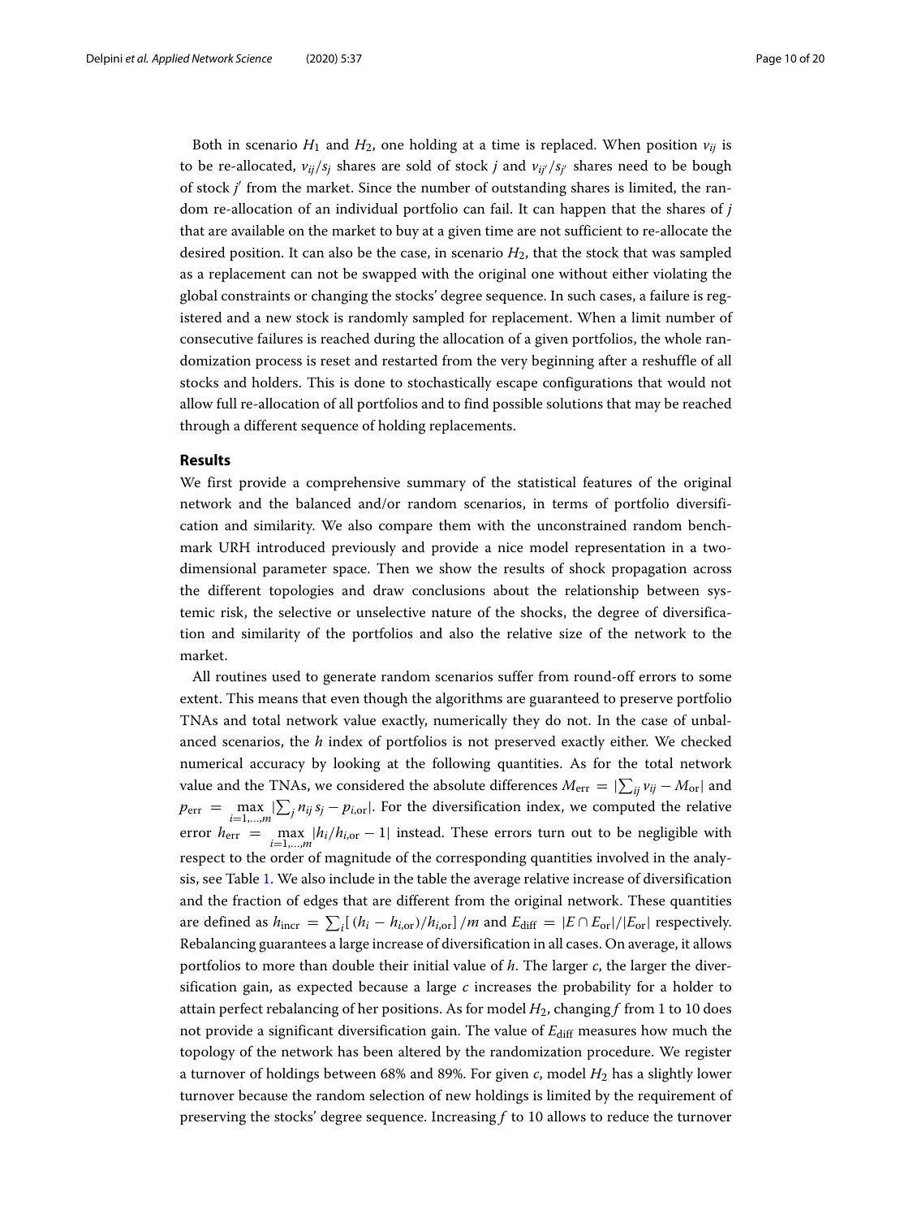Both in scenario $H_1$ and $H_2$, one holding at a time is replaced. When position $v_{ij}$ is to be re-allocated, $v_{ij}/s_j$ shares are sold of stock $j$ and $v_{ij'}/s_{j'}$ shares need to be bough of stock $j'$ from the market. Since the number of outstanding shares is limited, the random re-allocation of an individual portfolio can fail. It can happen that the shares of $j$ that are available on the market to buy at a given time are not sufficient to re-allocate the desired position. It can also be the case, in scenario $H_2$, that the stock that was sampled as a replacement can not be swapped with the original one without either violating the global constraints or changing the stocks' degree sequence. In such cases, a failure is registered and a new stock is randomly sampled for replacement. When a limit number of consecutive failures is reached during the allocation of a given portfolios, the whole randomization process is reset and restarted from the very beginning after a reshuffle of all stocks and holders. This is done to stochastically escape configurations that would not allow full re-allocation of all portfolios and to find possible solutions that may be reached through a different sequence of holding replacements.

## Results

We first provide a comprehensive summary of the statistical features of the original network and the balanced and/or random scenarios, in terms of portfolio diversification and similarity. We also compare them with the unconstrained random benchmark URH introduced previously and provide a nice model representation in a two-dimensional parameter space. Then we show the results of shock propagation across the different topologies and draw conclusions about the relationship between systemic risk, the selective or unselective nature of the shocks, the degree of diversification and similarity of the portfolios and also the relative size of the network to the market.

All routines used to generate random scenarios suffer from round-off errors to some extent. This means that even though the algorithms are guaranteed to preserve portfolio TNAs and total network value exactly, numerically they do not. In the case of unbalanced scenarios, the $h$ index of portfolios is not preserved exactly either. We checked numerical accuracy by looking at the following quantities. As for the total network value and the TNAs, we considered the absolute differences $M_{\mathrm{err}} = |\sum_{ij} v_{ij} - M_{\mathrm{or}}|$ and $p_{\mathrm{err}} = \max_{i=1,\ldots,m} |\sum_j n_{ij} s_j - p_{i,\mathrm{or}}|$. For the diversification index, we computed the relative error $h_{\mathrm{err}} = \max_{i=1,\ldots,m} |h_i/h_{i,\mathrm{or}} - 1|$ instead. These errors turn out to be negligible with respect to the order of magnitude of the corresponding quantities involved in the analysis, see Table 1. We also include in the table the average relative increase of diversification and the fraction of edges that are different from the original network. These quantities are defined as $h_{\mathrm{incr}} = \sum_i [(h_i - h_{i,\mathrm{or}})/h_{i,\mathrm{or}}]/m$ and $E_{\mathrm{diff}} = |E \cap E_{\mathrm{or}}|/|E_{\mathrm{or}}|$ respectively. Rebalancing guarantees a large increase of diversification in all cases. On average, it allows portfolios to more than double their initial value of $h$. The larger $c$, the larger the diversification gain, as expected because a large $c$ increases the probability for a holder to attain perfect rebalancing of her positions. As for model $H_2$, changing $f$ from 1 to 10 does not provide a significant diversification gain. The value of $E_{\mathrm{diff}}$ measures how much the topology of the network has been altered by the randomization procedure. We register a turnover of holdings between 68% and 89%. For given $c$, model $H_2$ has a slightly lower turnover because the random selection of new holdings is limited by the requirement of preserving the stocks' degree sequence. Increasing $f$ to 10 allows to reduce the turnover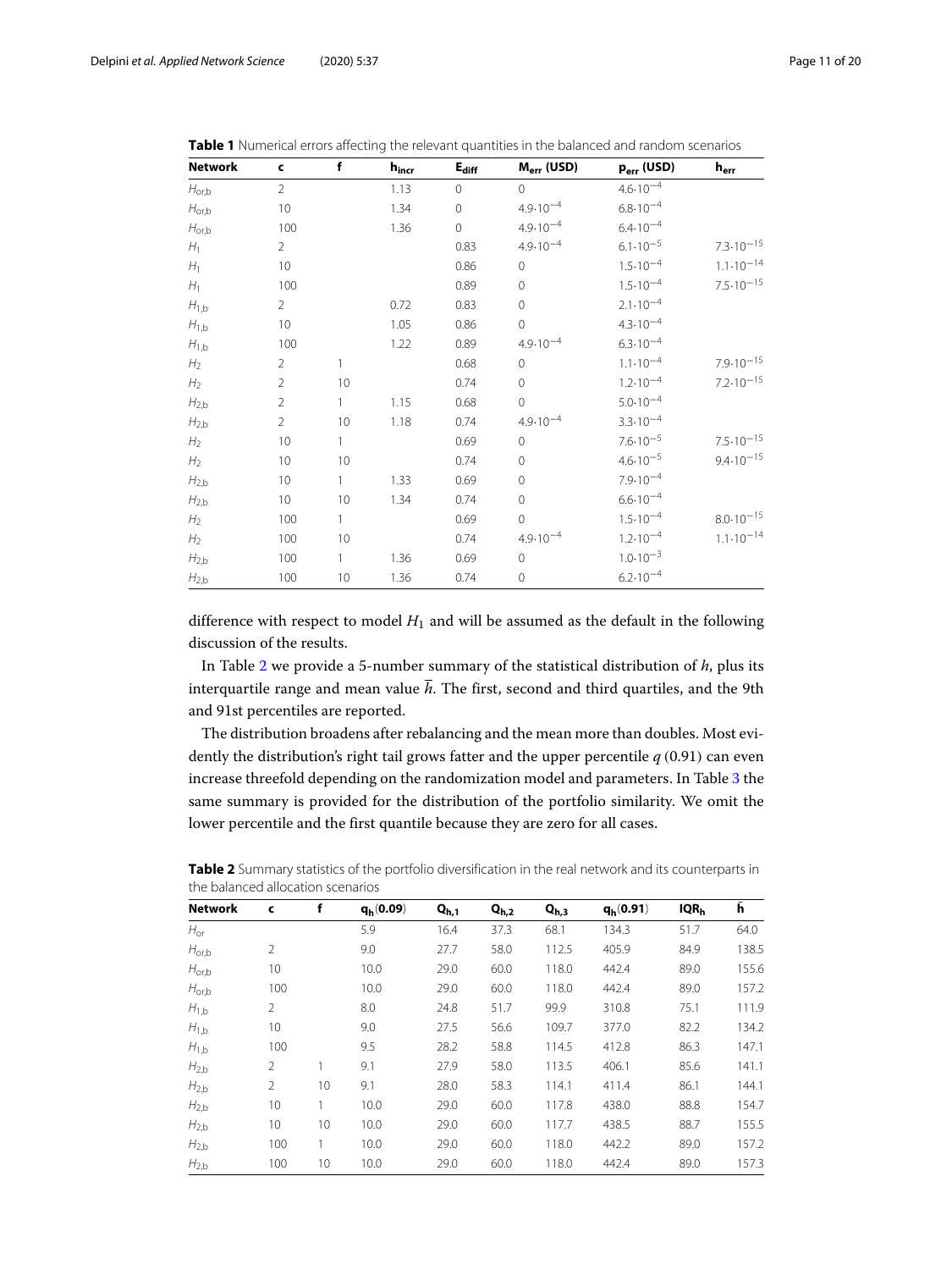**Table 1** Numerical errors affecting the relevant quantities in the balanced and random scenarios

| Network | c | f | $h_{incr}$ | $E_{diff}$ | $M_{err}$ (USD) | $p_{err}$ (USD) | $h_{err}$ |
|---|---|---|---|---|---|---|---|
| $H_{or,b}$ | 2 | | 1.13 | 0 | 0 | $4.6{\cdot}10^{-4}$ | |
| $H_{or,b}$ | 10 | | 1.34 | 0 | $4.9{\cdot}10^{-4}$ | $6.8{\cdot}10^{-4}$ | |
| $H_{or,b}$ | 100 | | 1.36 | 0 | $4.9{\cdot}10^{-4}$ | $6.4{\cdot}10^{-4}$ | |
| $H_1$ | 2 | | | 0.83 | $4.9{\cdot}10^{-4}$ | $6.1{\cdot}10^{-5}$ | $7.3{\cdot}10^{-15}$ |
| $H_1$ | 10 | | | 0.86 | 0 | $1.5{\cdot}10^{-4}$ | $1.1{\cdot}10^{-14}$ |
| $H_1$ | 100 | | | 0.89 | 0 | $1.5{\cdot}10^{-4}$ | $7.5{\cdot}10^{-15}$ |
| $H_{1,b}$ | 2 | | 0.72 | 0.83 | 0 | $2.1{\cdot}10^{-4}$ | |
| $H_{1,b}$ | 10 | | 1.05 | 0.86 | 0 | $4.3{\cdot}10^{-4}$ | |
| $H_{1,b}$ | 100 | | 1.22 | 0.89 | $4.9{\cdot}10^{-4}$ | $6.3{\cdot}10^{-4}$ | |
| $H_2$ | 2 | 1 | | 0.68 | 0 | $1.1{\cdot}10^{-4}$ | $7.9{\cdot}10^{-15}$ |
| $H_2$ | 2 | 10 | | 0.74 | 0 | $1.2{\cdot}10^{-4}$ | $7.2{\cdot}10^{-15}$ |
| $H_{2,b}$ | 2 | 1 | 1.15 | 0.68 | 0 | $5.0{\cdot}10^{-4}$ | |
| $H_{2,b}$ | 2 | 10 | 1.18 | 0.74 | $4.9{\cdot}10^{-4}$ | $3.3{\cdot}10^{-4}$ | |
| $H_2$ | 10 | 1 | | 0.69 | 0 | $7.6{\cdot}10^{-5}$ | $7.5{\cdot}10^{-15}$ |
| $H_2$ | 10 | 10 | | 0.74 | 0 | $4.6{\cdot}10^{-5}$ | $9.4{\cdot}10^{-15}$ |
| $H_{2,b}$ | 10 | 1 | 1.33 | 0.69 | 0 | $7.9{\cdot}10^{-4}$ | |
| $H_{2,b}$ | 10 | 10 | 1.34 | 0.74 | 0 | $6.6{\cdot}10^{-4}$ | |
| $H_2$ | 100 | 1 | | 0.69 | 0 | $1.5{\cdot}10^{-4}$ | $8.0{\cdot}10^{-15}$ |
| $H_2$ | 100 | 10 | | 0.74 | $4.9{\cdot}10^{-4}$ | $1.2{\cdot}10^{-4}$ | $1.1{\cdot}10^{-14}$ |
| $H_{2,b}$ | 100 | 1 | 1.36 | 0.69 | 0 | $1.0{\cdot}10^{-3}$ | |
| $H_{2,b}$ | 100 | 10 | 1.36 | 0.74 | 0 | $6.2{\cdot}10^{-4}$ | |

difference with respect to model $H_1$ and will be assumed as the default in the following discussion of the results.

In Table 2 we provide a 5-number summary of the statistical distribution of $h$, plus its interquartile range and mean value $\bar{h}$. The first, second and third quartiles, and the 9th and 91st percentiles are reported.

The distribution broadens after rebalancing and the mean more than doubles. Most evidently the distribution's right tail grows fatter and the upper percentile $q\,(0.91)$ can even increase threefold depending on the randomization model and parameters. In Table 3 the same summary is provided for the distribution of the portfolio similarity. We omit the lower percentile and the first quantile because they are zero for all cases.

**Table 2** Summary statistics of the portfolio diversification in the real network and its counterparts in the balanced allocation scenarios

| Network | c | f | $q_h(0.09)$ | $Q_{h,1}$ | $Q_{h,2}$ | $Q_{h,3}$ | $q_h(0.91)$ | $IQR_h$ | $\bar{h}$ |
|---|---|---|---|---|---|---|---|---|---|
| $H_{or}$ | | | 5.9 | 16.4 | 37.3 | 68.1 | 134.3 | 51.7 | 64.0 |
| $H_{or,b}$ | 2 | | 9.0 | 27.7 | 58.0 | 112.5 | 405.9 | 84.9 | 138.5 |
| $H_{or,b}$ | 10 | | 10.0 | 29.0 | 60.0 | 118.0 | 442.4 | 89.0 | 155.6 |
| $H_{or,b}$ | 100 | | 10.0 | 29.0 | 60.0 | 118.0 | 442.4 | 89.0 | 157.2 |
| $H_{1,b}$ | 2 | | 8.0 | 24.8 | 51.7 | 99.9 | 310.8 | 75.1 | 111.9 |
| $H_{1,b}$ | 10 | | 9.0 | 27.5 | 56.6 | 109.7 | 377.0 | 82.2 | 134.2 |
| $H_{1,b}$ | 100 | | 9.5 | 28.2 | 58.8 | 114.5 | 412.8 | 86.3 | 147.1 |
| $H_{2,b}$ | 2 | 1 | 9.1 | 27.9 | 58.0 | 113.5 | 406.1 | 85.6 | 141.1 |
| $H_{2,b}$ | 2 | 10 | 9.1 | 28.0 | 58.3 | 114.1 | 411.4 | 86.1 | 144.1 |
| $H_{2,b}$ | 10 | 1 | 10.0 | 29.0 | 60.0 | 117.8 | 438.0 | 88.8 | 154.7 |
| $H_{2,b}$ | 10 | 10 | 10.0 | 29.0 | 60.0 | 117.7 | 438.5 | 88.7 | 155.5 |
| $H_{2,b}$ | 100 | 1 | 10.0 | 29.0 | 60.0 | 118.0 | 442.2 | 89.0 | 157.2 |
| $H_{2,b}$ | 100 | 10 | 10.0 | 29.0 | 60.0 | 118.0 | 442.4 | 89.0 | 157.3 |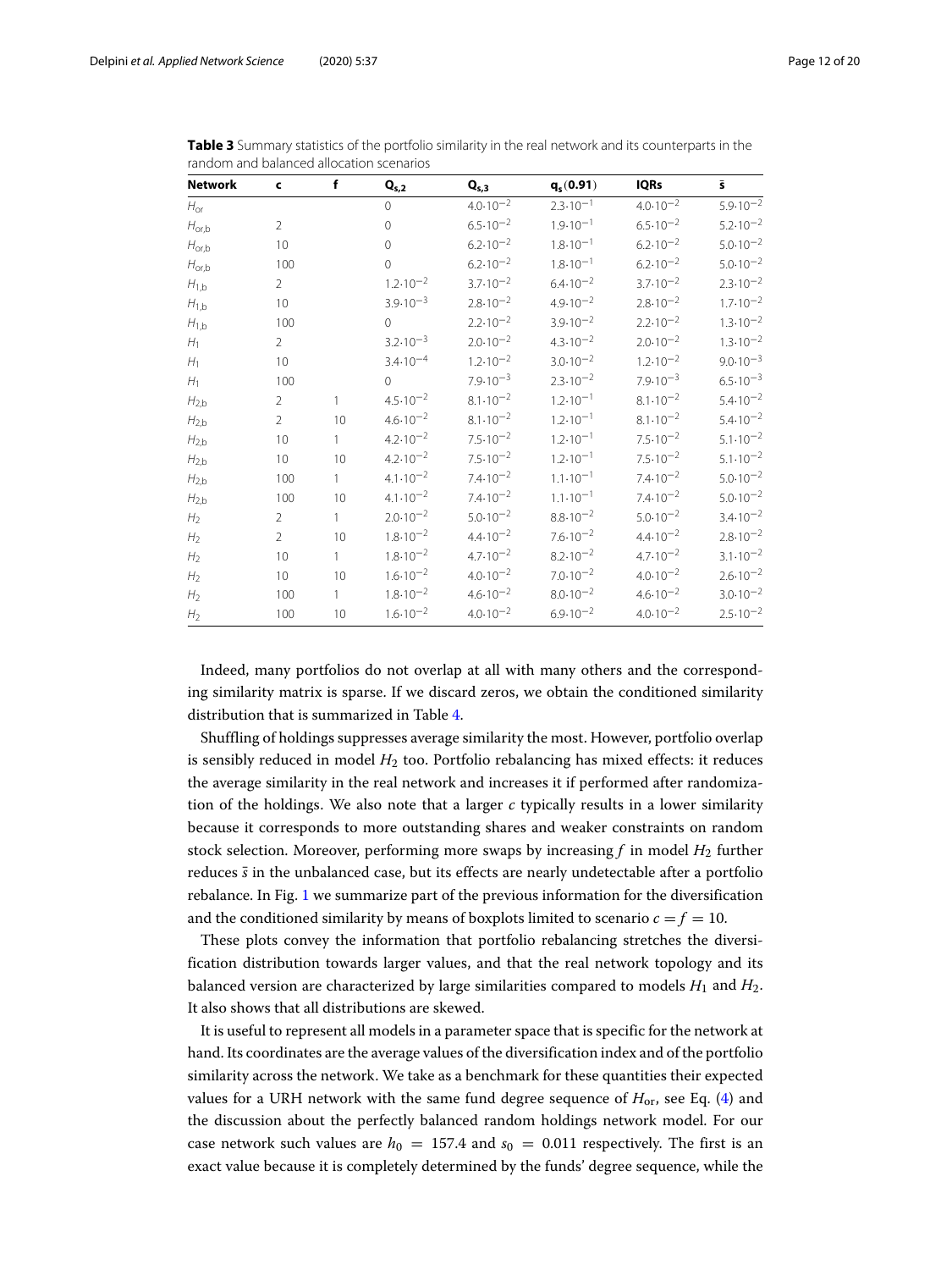**Table 3** Summary statistics of the portfolio similarity in the real network and its counterparts in the random and balanced allocation scenarios

| Network | c | f | $Q_{s,2}$ | $Q_{s,3}$ | $q_s(0.91)$ | IQRs | $\bar{s}$ |
|---|---|---|---|---|---|---|---|
| $H_{or}$ | | | 0 | $4.0{\cdot}10^{-2}$ | $2.3{\cdot}10^{-1}$ | $4.0{\cdot}10^{-2}$ | $5.9{\cdot}10^{-2}$ |
| $H_{or,b}$ | 2 | | 0 | $6.5{\cdot}10^{-2}$ | $1.9{\cdot}10^{-1}$ | $6.5{\cdot}10^{-2}$ | $5.2{\cdot}10^{-2}$ |
| $H_{or,b}$ | 10 | | 0 | $6.2{\cdot}10^{-2}$ | $1.8{\cdot}10^{-1}$ | $6.2{\cdot}10^{-2}$ | $5.0{\cdot}10^{-2}$ |
| $H_{or,b}$ | 100 | | 0 | $6.2{\cdot}10^{-2}$ | $1.8{\cdot}10^{-1}$ | $6.2{\cdot}10^{-2}$ | $5.0{\cdot}10^{-2}$ |
| $H_{1,b}$ | 2 | | $1.2{\cdot}10^{-2}$ | $3.7{\cdot}10^{-2}$ | $6.4{\cdot}10^{-2}$ | $3.7{\cdot}10^{-2}$ | $2.3{\cdot}10^{-2}$ |
| $H_{1,b}$ | 10 | | $3.9{\cdot}10^{-3}$ | $2.8{\cdot}10^{-2}$ | $4.9{\cdot}10^{-2}$ | $2.8{\cdot}10^{-2}$ | $1.7{\cdot}10^{-2}$ |
| $H_{1,b}$ | 100 | | 0 | $2.2{\cdot}10^{-2}$ | $3.9{\cdot}10^{-2}$ | $2.2{\cdot}10^{-2}$ | $1.3{\cdot}10^{-2}$ |
| $H_1$ | 2 | | $3.2{\cdot}10^{-3}$ | $2.0{\cdot}10^{-2}$ | $4.3{\cdot}10^{-2}$ | $2.0{\cdot}10^{-2}$ | $1.3{\cdot}10^{-2}$ |
| $H_1$ | 10 | | $3.4{\cdot}10^{-4}$ | $1.2{\cdot}10^{-2}$ | $3.0{\cdot}10^{-2}$ | $1.2{\cdot}10^{-2}$ | $9.0{\cdot}10^{-3}$ |
| $H_1$ | 100 | | 0 | $7.9{\cdot}10^{-3}$ | $2.3{\cdot}10^{-2}$ | $7.9{\cdot}10^{-3}$ | $6.5{\cdot}10^{-3}$ |
| $H_{2,b}$ | 2 | 1 | $4.5{\cdot}10^{-2}$ | $8.1{\cdot}10^{-2}$ | $1.2{\cdot}10^{-1}$ | $8.1{\cdot}10^{-2}$ | $5.4{\cdot}10^{-2}$ |
| $H_{2,b}$ | 2 | 10 | $4.6{\cdot}10^{-2}$ | $8.1{\cdot}10^{-2}$ | $1.2{\cdot}10^{-1}$ | $8.1{\cdot}10^{-2}$ | $5.4{\cdot}10^{-2}$ |
| $H_{2,b}$ | 10 | 1 | $4.2{\cdot}10^{-2}$ | $7.5{\cdot}10^{-2}$ | $1.2{\cdot}10^{-1}$ | $7.5{\cdot}10^{-2}$ | $5.1{\cdot}10^{-2}$ |
| $H_{2,b}$ | 10 | 10 | $4.2{\cdot}10^{-2}$ | $7.5{\cdot}10^{-2}$ | $1.2{\cdot}10^{-1}$ | $7.5{\cdot}10^{-2}$ | $5.1{\cdot}10^{-2}$ |
| $H_{2,b}$ | 100 | 1 | $4.1{\cdot}10^{-2}$ | $7.4{\cdot}10^{-2}$ | $1.1{\cdot}10^{-1}$ | $7.4{\cdot}10^{-2}$ | $5.0{\cdot}10^{-2}$ |
| $H_{2,b}$ | 100 | 10 | $4.1{\cdot}10^{-2}$ | $7.4{\cdot}10^{-2}$ | $1.1{\cdot}10^{-1}$ | $7.4{\cdot}10^{-2}$ | $5.0{\cdot}10^{-2}$ |
| $H_2$ | 2 | 1 | $2.0{\cdot}10^{-2}$ | $5.0{\cdot}10^{-2}$ | $8.8{\cdot}10^{-2}$ | $5.0{\cdot}10^{-2}$ | $3.4{\cdot}10^{-2}$ |
| $H_2$ | 2 | 10 | $1.8{\cdot}10^{-2}$ | $4.4{\cdot}10^{-2}$ | $7.6{\cdot}10^{-2}$ | $4.4{\cdot}10^{-2}$ | $2.8{\cdot}10^{-2}$ |
| $H_2$ | 10 | 1 | $1.8{\cdot}10^{-2}$ | $4.7{\cdot}10^{-2}$ | $8.2{\cdot}10^{-2}$ | $4.7{\cdot}10^{-2}$ | $3.1{\cdot}10^{-2}$ |
| $H_2$ | 10 | 10 | $1.6{\cdot}10^{-2}$ | $4.0{\cdot}10^{-2}$ | $7.0{\cdot}10^{-2}$ | $4.0{\cdot}10^{-2}$ | $2.6{\cdot}10^{-2}$ |
| $H_2$ | 100 | 1 | $1.8{\cdot}10^{-2}$ | $4.6{\cdot}10^{-2}$ | $8.0{\cdot}10^{-2}$ | $4.6{\cdot}10^{-2}$ | $3.0{\cdot}10^{-2}$ |
| $H_2$ | 100 | 10 | $1.6{\cdot}10^{-2}$ | $4.0{\cdot}10^{-2}$ | $6.9{\cdot}10^{-2}$ | $4.0{\cdot}10^{-2}$ | $2.5{\cdot}10^{-2}$ |

Indeed, many portfolios do not overlap at all with many others and the corresponding similarity matrix is sparse. If we discard zeros, we obtain the conditioned similarity distribution that is summarized in Table 4.

Shuffling of holdings suppresses average similarity the most. However, portfolio overlap is sensibly reduced in model $H_2$ too. Portfolio rebalancing has mixed effects: it reduces the average similarity in the real network and increases it if performed after randomization of the holdings. We also note that a larger $c$ typically results in a lower similarity because it corresponds to more outstanding shares and weaker constraints on random stock selection. Moreover, performing more swaps by increasing $f$ in model $H_2$ further reduces $\bar{s}$ in the unbalanced case, but its effects are nearly undetectable after a portfolio rebalance. In Fig. 1 we summarize part of the previous information for the diversification and the conditioned similarity by means of boxplots limited to scenario $c = f = 10$.

These plots convey the information that portfolio rebalancing stretches the diversification distribution towards larger values, and that the real network topology and its balanced version are characterized by large similarities compared to models $H_1$ and $H_2$. It also shows that all distributions are skewed.

It is useful to represent all models in a parameter space that is specific for the network at hand. Its coordinates are the average values of the diversification index and of the portfolio similarity across the network. We take as a benchmark for these quantities their expected values for a URH network with the same fund degree sequence of $H_{\text{or}}$, see Eq. (4) and the discussion about the perfectly balanced random holdings network model. For our case network such values are $h_0 = 157.4$ and $s_0 = 0.011$ respectively. The first is an exact value because it is completely determined by the funds' degree sequence, while the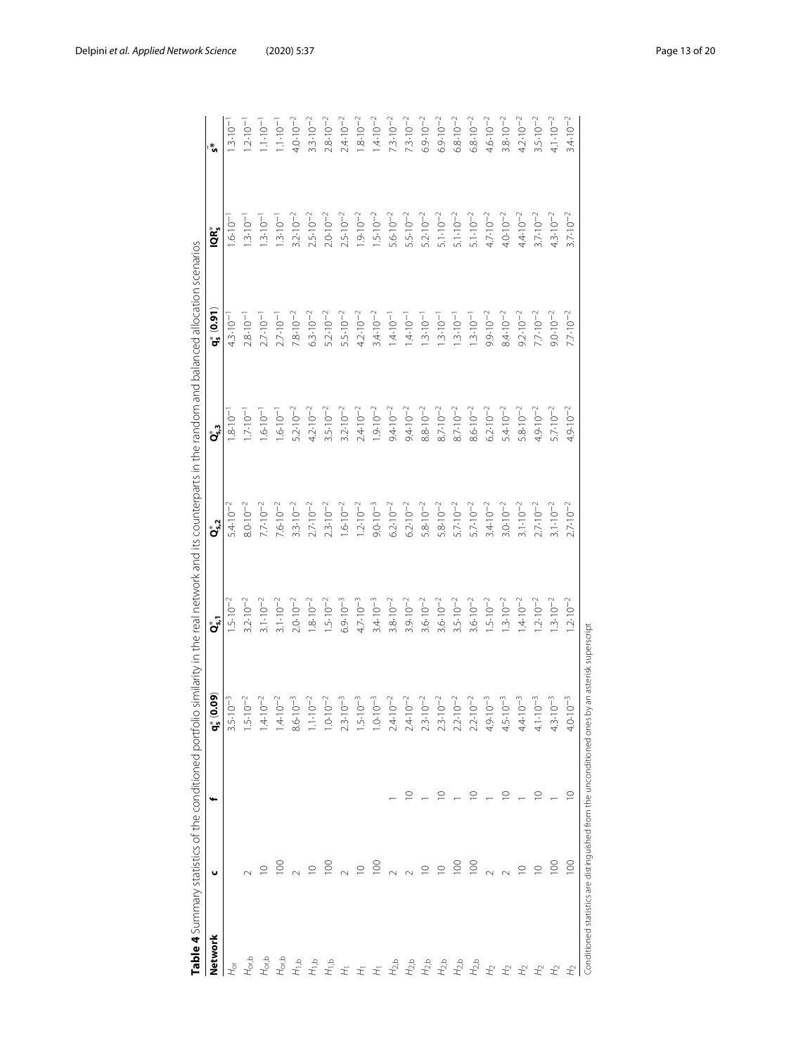**Table 4** Summary statistics of the conditioned portfolio similarity in the real network and its counterparts in the random and balanced allocation scenarios

| Network | c | f | $q^*_s(0.09)$ | $Q^*_{s,1}$ | $Q^*_{s,2}$ | $Q^*_{s,3}$ | $q^*_s(0.91)$ | $IQR^*_s$ | $\bar{s}^*$ |
|---|---|---|---|---|---|---|---|---|---|
| $H_{or}$ | | | $3.5\cdot10^{-3}$ | $1.5\cdot10^{-2}$ | $5.4\cdot10^{-2}$ | $1.8\cdot10^{-1}$ | $4.3\cdot10^{-1}$ | $1.6\cdot10^{-1}$ | $1.3\cdot10^{-1}$ |
| $H_{or,b}$ | 2 | | $1.5\cdot10^{-2}$ | $3.2\cdot10^{-2}$ | $8.0\cdot10^{-2}$ | $1.7\cdot10^{-1}$ | $2.8\cdot10^{-1}$ | $1.3\cdot10^{-1}$ | $1.2\cdot10^{-1}$ |
| $H_{or,b}$ | 10 | | $1.4\cdot10^{-2}$ | $3.1\cdot10^{-2}$ | $7.7\cdot10^{-2}$ | $1.6\cdot10^{-1}$ | $2.7\cdot10^{-1}$ | $1.3\cdot10^{-1}$ | $1.1\cdot10^{-1}$ |
| $H_{or,b}$ | 100 | | $1.4\cdot10^{-2}$ | $3.1\cdot10^{-2}$ | $7.6\cdot10^{-2}$ | $1.6\cdot10^{-1}$ | $2.7\cdot10^{-1}$ | $1.3\cdot10^{-1}$ | $1.1\cdot10^{-1}$ |
| $H_{1,b}$ | 2 | | $8.6\cdot10^{-3}$ | $2.0\cdot10^{-2}$ | $3.3\cdot10^{-2}$ | $5.2\cdot10^{-2}$ | $7.8\cdot10^{-2}$ | $3.2\cdot10^{-2}$ | $4.0\cdot10^{-2}$ |
| $H_{1,b}$ | 10 | | $1.1\cdot10^{-2}$ | $1.8\cdot10^{-2}$ | $2.7\cdot10^{-2}$ | $4.2\cdot10^{-2}$ | $6.3\cdot10^{-2}$ | $2.5\cdot10^{-2}$ | $3.3\cdot10^{-2}$ |
| $H_{1,b}$ | 100 | | $1.0\cdot10^{-2}$ | $1.5\cdot10^{-2}$ | $2.3\cdot10^{-2}$ | $3.5\cdot10^{-2}$ | $5.2\cdot10^{-2}$ | $2.0\cdot10^{-2}$ | $2.8\cdot10^{-2}$ |
| $H_1$ | 2 | | $2.3\cdot10^{-3}$ | $6.9\cdot10^{-3}$ | $1.6\cdot10^{-2}$ | $3.2\cdot10^{-2}$ | $5.5\cdot10^{-2}$ | $2.5\cdot10^{-2}$ | $2.4\cdot10^{-2}$ |
| $H_1$ | 10 | | $1.5\cdot10^{-3}$ | $4.7\cdot10^{-3}$ | $1.2\cdot10^{-2}$ | $2.4\cdot10^{-2}$ | $4.2\cdot10^{-2}$ | $1.9\cdot10^{-2}$ | $1.8\cdot10^{-2}$ |
| $H_1$ | 100 | | $1.0\cdot10^{-3}$ | $3.4\cdot10^{-3}$ | $9.0\cdot10^{-3}$ | $1.9\cdot10^{-2}$ | $3.4\cdot10^{-2}$ | $1.5\cdot10^{-2}$ | $1.4\cdot10^{-2}$ |
| $H_{2,b}$ | 2 | 1 | $2.4\cdot10^{-2}$ | $3.8\cdot10^{-2}$ | $6.2\cdot10^{-2}$ | $9.4\cdot10^{-2}$ | $1.4\cdot10^{-1}$ | $5.6\cdot10^{-2}$ | $7.3\cdot10^{-2}$ |
| $H_{2,b}$ | 2 | 10 | $2.4\cdot10^{-2}$ | $3.9\cdot10^{-2}$ | $6.2\cdot10^{-2}$ | $9.4\cdot10^{-2}$ | $1.4\cdot10^{-1}$ | $5.5\cdot10^{-2}$ | $7.3\cdot10^{-2}$ |
| $H_{2,b}$ | 10 | 1 | $2.3\cdot10^{-2}$ | $3.6\cdot10^{-2}$ | $5.8\cdot10^{-2}$ | $8.8\cdot10^{-2}$ | $1.3\cdot10^{-1}$ | $5.2\cdot10^{-2}$ | $6.9\cdot10^{-2}$ |
| $H_{2,b}$ | 10 | 10 | $2.3\cdot10^{-2}$ | $3.6\cdot10^{-2}$ | $5.8\cdot10^{-2}$ | $8.7\cdot10^{-2}$ | $1.3\cdot10^{-1}$ | $5.1\cdot10^{-2}$ | $6.9\cdot10^{-2}$ |
| $H_{2,b}$ | 100 | 1 | $2.2\cdot10^{-2}$ | $3.5\cdot10^{-2}$ | $5.7\cdot10^{-2}$ | $8.7\cdot10^{-2}$ | $1.3\cdot10^{-1}$ | $5.1\cdot10^{-2}$ | $6.8\cdot10^{-2}$ |
| $H_{2,b}$ | 100 | 10 | $2.2\cdot10^{-2}$ | $3.6\cdot10^{-2}$ | $5.7\cdot10^{-2}$ | $8.6\cdot10^{-2}$ | $1.3\cdot10^{-1}$ | $5.1\cdot10^{-2}$ | $6.8\cdot10^{-2}$ |
| $H_2$ | 2 | 1 | $4.9\cdot10^{-3}$ | $1.5\cdot10^{-2}$ | $3.4\cdot10^{-2}$ | $6.2\cdot10^{-2}$ | $9.9\cdot10^{-2}$ | $4.7\cdot10^{-2}$ | $4.6\cdot10^{-2}$ |
| $H_2$ | 2 | 10 | $4.5\cdot10^{-3}$ | $1.3\cdot10^{-2}$ | $3.0\cdot10^{-2}$ | $5.4\cdot10^{-2}$ | $8.4\cdot10^{-2}$ | $4.0\cdot10^{-2}$ | $3.8\cdot10^{-2}$ |
| $H_2$ | 10 | 1 | $4.4\cdot10^{-3}$ | $1.4\cdot10^{-2}$ | $3.1\cdot10^{-2}$ | $5.8\cdot10^{-2}$ | $9.2\cdot10^{-2}$ | $4.4\cdot10^{-2}$ | $4.2\cdot10^{-2}$ |
| $H_2$ | 10 | 10 | $4.1\cdot10^{-3}$ | $1.2\cdot10^{-2}$ | $2.7\cdot10^{-2}$ | $4.9\cdot10^{-2}$ | $7.7\cdot10^{-2}$ | $3.7\cdot10^{-2}$ | $3.5\cdot10^{-2}$ |
| $H_2$ | 100 | 1 | $4.3\cdot10^{-3}$ | $1.3\cdot10^{-2}$ | $3.1\cdot10^{-2}$ | $5.7\cdot10^{-2}$ | $9.0\cdot10^{-2}$ | $4.3\cdot10^{-2}$ | $4.1\cdot10^{-2}$ |
| $H_2$ | 100 | 10 | $4.0\cdot10^{-3}$ | $1.2\cdot10^{-2}$ | $2.7\cdot10^{-2}$ | $4.9\cdot10^{-2}$ | $7.7\cdot10^{-2}$ | $3.7\cdot10^{-2}$ | $3.4\cdot10^{-2}$ |

Conditioned statistics are distinguished from the unconditioned ones by an asterisk superscript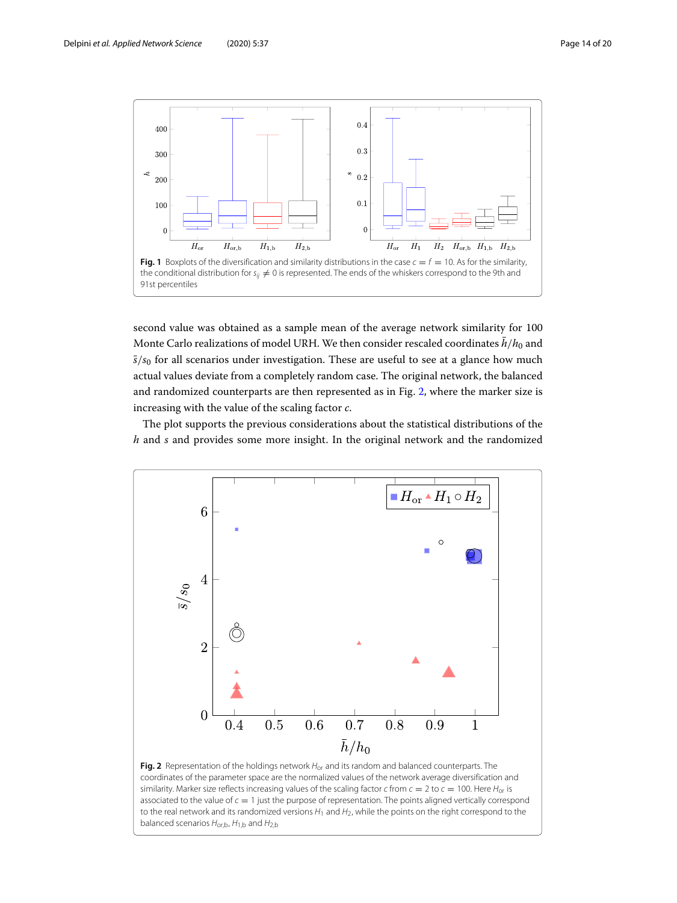**Fig. 1** Boxplots of the diversification and similarity distributions in the case $c = f = 10$. As for the similarity, the conditional distribution for $s_{ij} \neq 0$ is represented. The ends of the whiskers correspond to the 9th and 91st percentiles

second value was obtained as a sample mean of the average network similarity for 100 Monte Carlo realizations of model URH. We then consider rescaled coordinates $\bar{h}/h_0$ and $\bar{s}/s_0$ for all scenarios under investigation. These are useful to see at a glance how much actual values deviate from a completely random case. The original network, the balanced and randomized counterparts are then represented as in Fig. 2, where the marker size is increasing with the value of the scaling factor $c$.

The plot supports the previous considerations about the statistical distributions of the $h$ and $s$ and provides some more insight. In the original network and the randomized

**Fig. 2** Representation of the holdings network $H_{\text{or}}$ and its random and balanced counterparts. The coordinates of the parameter space are the normalized values of the network average diversification and similarity. Marker size reflects increasing values of the scaling factor $c$ from $c = 2$ to $c = 100$. Here $H_{\text{or}}$ is associated to the value of $c = 1$ just the purpose of representation. The points aligned vertically correspond to the real network and its randomized versions $H_1$ and $H_2$, while the points on the right correspond to the balanced scenarios $H_{\text{or,b}}$, $H_{1,\text{b}}$ and $H_{2,\text{b}}$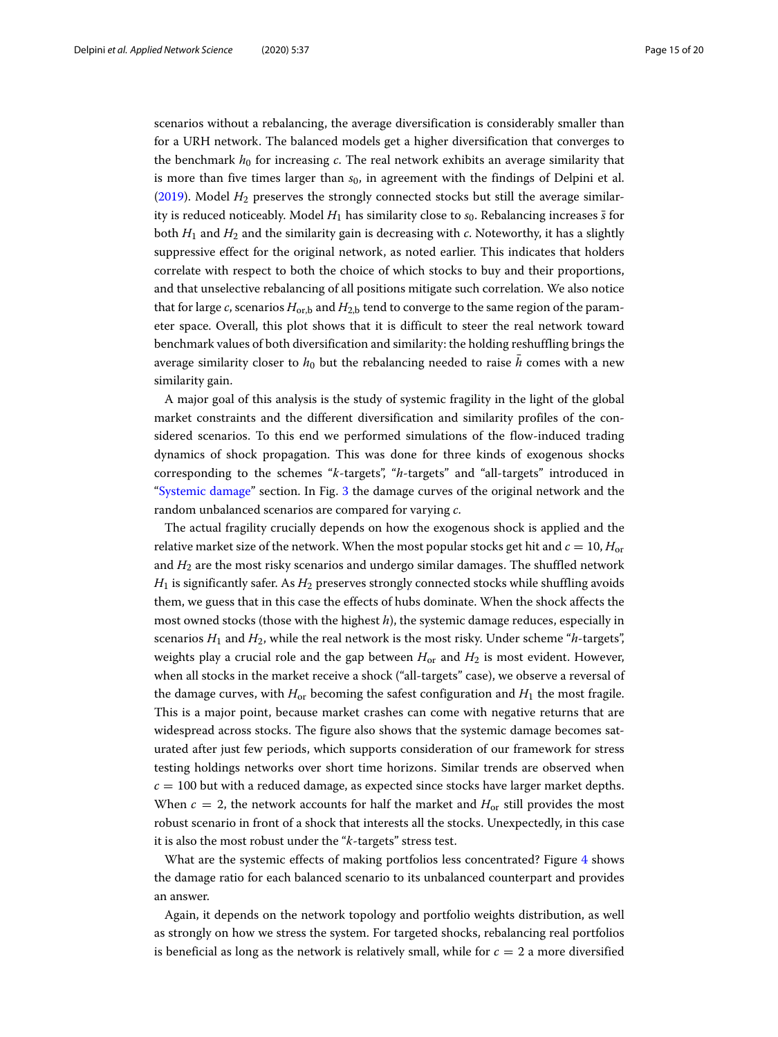scenarios without a rebalancing, the average diversification is considerably smaller than for a URH network. The balanced models get a higher diversification that converges to the benchmark $h_0$ for increasing $c$. The real network exhibits an average similarity that is more than five times larger than $s_0$, in agreement with the findings of Delpini et al. (2019). Model $H_2$ preserves the strongly connected stocks but still the average similarity is reduced noticeably. Model $H_1$ has similarity close to $s_0$. Rebalancing increases $\bar{s}$ for both $H_1$ and $H_2$ and the similarity gain is decreasing with $c$. Noteworthy, it has a slightly suppressive effect for the original network, as noted earlier. This indicates that holders correlate with respect to both the choice of which stocks to buy and their proportions, and that unselective rebalancing of all positions mitigate such correlation. We also notice that for large $c$, scenarios $H_{\text{or,b}}$ and $H_{2,\text{b}}$ tend to converge to the same region of the parameter space. Overall, this plot shows that it is difficult to steer the real network toward benchmark values of both diversification and similarity: the holding reshuffling brings the average similarity closer to $h_0$ but the rebalancing needed to raise $\bar{h}$ comes with a new similarity gain.

A major goal of this analysis is the study of systemic fragility in the light of the global market constraints and the different diversification and similarity profiles of the considered scenarios. To this end we performed simulations of the flow-induced trading dynamics of shock propagation. This was done for three kinds of exogenous shocks corresponding to the schemes "$k$-targets", "$h$-targets" and "all-targets" introduced in "Systemic damage" section. In Fig. 3 the damage curves of the original network and the random unbalanced scenarios are compared for varying $c$.

The actual fragility crucially depends on how the exogenous shock is applied and the relative market size of the network. When the most popular stocks get hit and $c = 10$, $H_{\text{or}}$ and $H_2$ are the most risky scenarios and undergo similar damages. The shuffled network $H_1$ is significantly safer. As $H_2$ preserves strongly connected stocks while shuffling avoids them, we guess that in this case the effects of hubs dominate. When the shock affects the most owned stocks (those with the highest $h$), the systemic damage reduces, especially in scenarios $H_1$ and $H_2$, while the real network is the most risky. Under scheme "$h$-targets", weights play a crucial role and the gap between $H_{\text{or}}$ and $H_2$ is most evident. However, when all stocks in the market receive a shock ("all-targets" case), we observe a reversal of the damage curves, with $H_{\text{or}}$ becoming the safest configuration and $H_1$ the most fragile. This is a major point, because market crashes can come with negative returns that are widespread across stocks. The figure also shows that the systemic damage becomes saturated after just few periods, which supports consideration of our framework for stress testing holdings networks over short time horizons. Similar trends are observed when $c = 100$ but with a reduced damage, as expected since stocks have larger market depths. When $c = 2$, the network accounts for half the market and $H_{\text{or}}$ still provides the most robust scenario in front of a shock that interests all the stocks. Unexpectedly, in this case it is also the most robust under the "$k$-targets" stress test.

What are the systemic effects of making portfolios less concentrated? Figure 4 shows the damage ratio for each balanced scenario to its unbalanced counterpart and provides an answer.

Again, it depends on the network topology and portfolio weights distribution, as well as strongly on how we stress the system. For targeted shocks, rebalancing real portfolios is beneficial as long as the network is relatively small, while for $c = 2$ a more diversified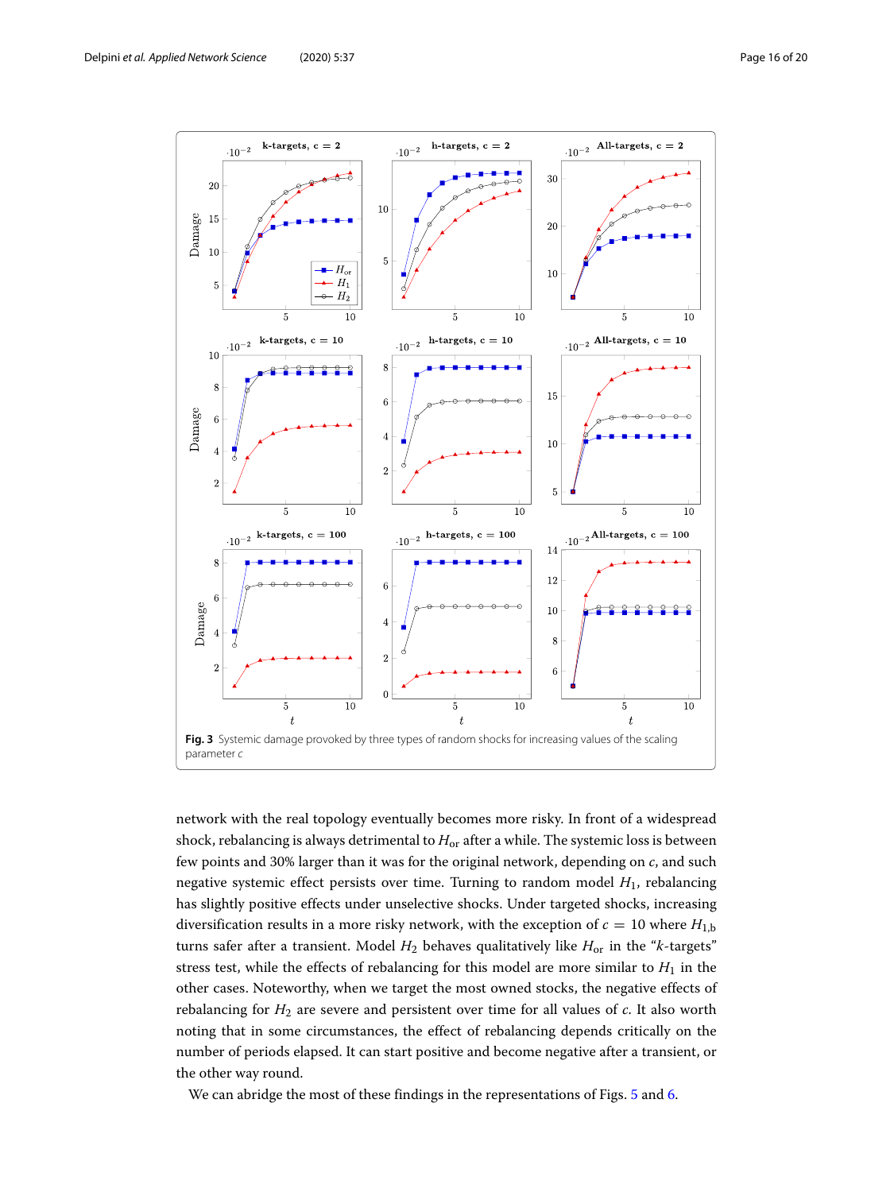**Fig. 3** Systemic damage provoked by three types of random shocks for increasing values of the scaling parameter $c$

network with the real topology eventually becomes more risky. In front of a widespread shock, rebalancing is always detrimental to $H_{\text{or}}$ after a while. The systemic loss is between few points and 30% larger than it was for the original network, depending on $c$, and such negative systemic effect persists over time. Turning to random model $H_1$, rebalancing has slightly positive effects under unselective shocks. Under targeted shocks, increasing diversification results in a more risky network, with the exception of $c = 10$ where $H_{1,b}$ turns safer after a transient. Model $H_2$ behaves qualitatively like $H_{\text{or}}$ in the "$k$-targets" stress test, while the effects of rebalancing for this model are more similar to $H_1$ in the other cases. Noteworthy, when we target the most owned stocks, the negative effects of rebalancing for $H_2$ are severe and persistent over time for all values of $c$. It also worth noting that in some circumstances, the effect of rebalancing depends critically on the number of periods elapsed. It can start positive and become negative after a transient, or the other way round.

We can abridge the most of these findings in the representations of Figs. 5 and 6.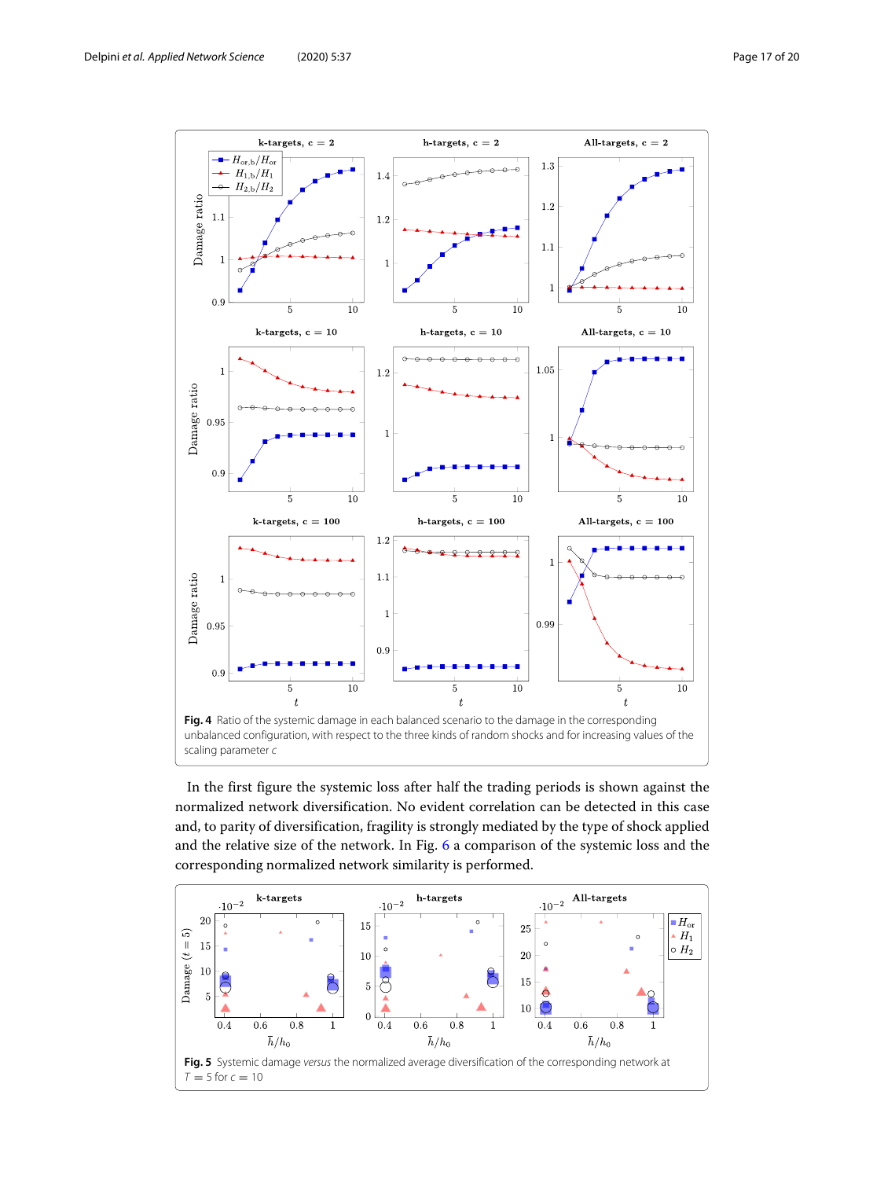**Fig. 4** Ratio of the systemic damage in each balanced scenario to the damage in the corresponding unbalanced configuration, with respect to the three kinds of random shocks and for increasing values of the scaling parameter $c$

In the first figure the systemic loss after half the trading periods is shown against the normalized network diversification. No evident correlation can be detected in this case and, to parity of diversification, fragility is strongly mediated by the type of shock applied and the relative size of the network. In Fig. 6 a comparison of the systemic loss and the corresponding normalized network similarity is performed.

**Fig. 5** Systemic damage *versus* the normalized average diversification of the corresponding network at $T = 5$ for $c = 10$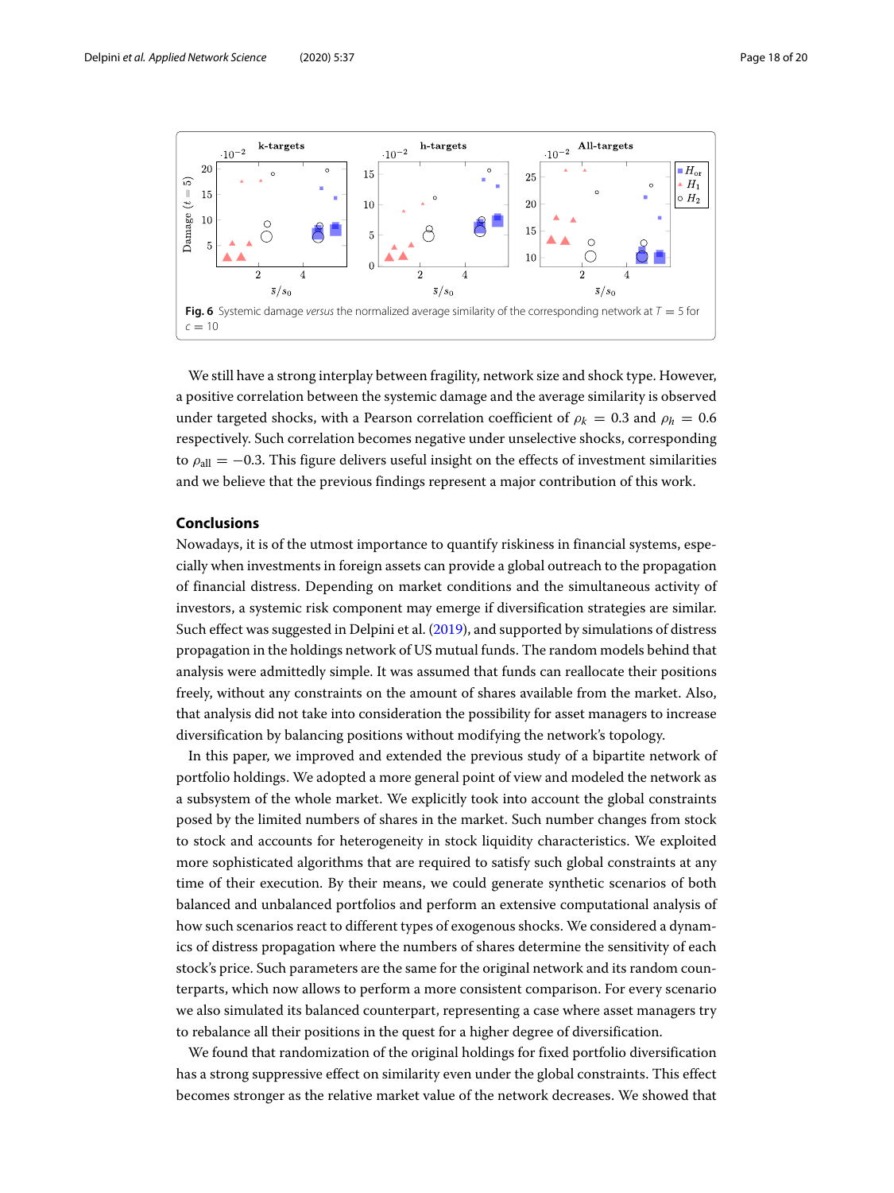Fig. 6 Systemic damage *versus* the normalized average similarity of the corresponding network at $T = 5$ for $c = 10$

We still have a strong interplay between fragility, network size and shock type. However, a positive correlation between the systemic damage and the average similarity is observed under targeted shocks, with a Pearson correlation coefficient of $\rho_k = 0.3$ and $\rho_h = 0.6$ respectively. Such correlation becomes negative under unselective shocks, corresponding to $\rho_{\text{all}} = -0.3$. This figure delivers useful insight on the effects of investment similarities and we believe that the previous findings represent a major contribution of this work.

## Conclusions

Nowadays, it is of the utmost importance to quantify riskiness in financial systems, especially when investments in foreign assets can provide a global outreach to the propagation of financial distress. Depending on market conditions and the simultaneous activity of investors, a systemic risk component may emerge if diversification strategies are similar. Such effect was suggested in Delpini et al. (2019), and supported by simulations of distress propagation in the holdings network of US mutual funds. The random models behind that analysis were admittedly simple. It was assumed that funds can reallocate their positions freely, without any constraints on the amount of shares available from the market. Also, that analysis did not take into consideration the possibility for asset managers to increase diversification by balancing positions without modifying the network's topology.

In this paper, we improved and extended the previous study of a bipartite network of portfolio holdings. We adopted a more general point of view and modeled the network as a subsystem of the whole market. We explicitly took into account the global constraints posed by the limited numbers of shares in the market. Such number changes from stock to stock and accounts for heterogeneity in stock liquidity characteristics. We exploited more sophisticated algorithms that are required to satisfy such global constraints at any time of their execution. By their means, we could generate synthetic scenarios of both balanced and unbalanced portfolios and perform an extensive computational analysis of how such scenarios react to different types of exogenous shocks. We considered a dynamics of distress propagation where the numbers of shares determine the sensitivity of each stock's price. Such parameters are the same for the original network and its random counterparts, which now allows to perform a more consistent comparison. For every scenario we also simulated its balanced counterpart, representing a case where asset managers try to rebalance all their positions in the quest for a higher degree of diversification.

We found that randomization of the original holdings for fixed portfolio diversification has a strong suppressive effect on similarity even under the global constraints. This effect becomes stronger as the relative market value of the network decreases. We showed that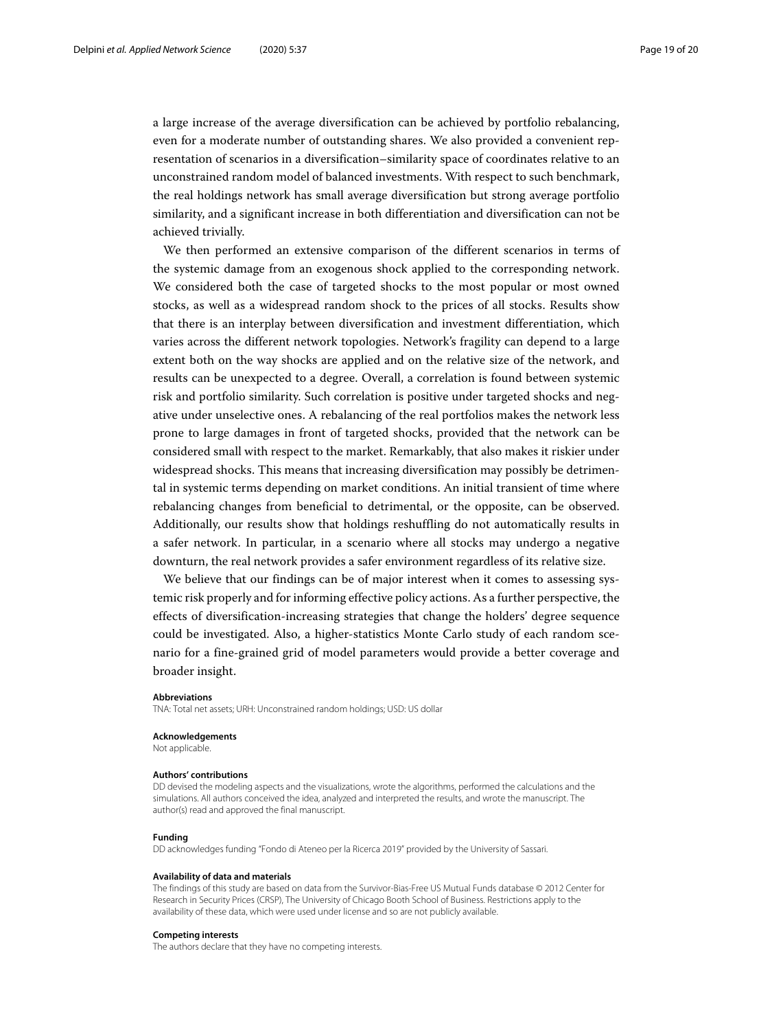a large increase of the average diversification can be achieved by portfolio rebalancing, even for a moderate number of outstanding shares. We also provided a convenient representation of scenarios in a diversification–similarity space of coordinates relative to an unconstrained random model of balanced investments. With respect to such benchmark, the real holdings network has small average diversification but strong average portfolio similarity, and a significant increase in both differentiation and diversification can not be achieved trivially.

We then performed an extensive comparison of the different scenarios in terms of the systemic damage from an exogenous shock applied to the corresponding network. We considered both the case of targeted shocks to the most popular or most owned stocks, as well as a widespread random shock to the prices of all stocks. Results show that there is an interplay between diversification and investment differentiation, which varies across the different network topologies. Network's fragility can depend to a large extent both on the way shocks are applied and on the relative size of the network, and results can be unexpected to a degree. Overall, a correlation is found between systemic risk and portfolio similarity. Such correlation is positive under targeted shocks and negative under unselective ones. A rebalancing of the real portfolios makes the network less prone to large damages in front of targeted shocks, provided that the network can be considered small with respect to the market. Remarkably, that also makes it riskier under widespread shocks. This means that increasing diversification may possibly be detrimental in systemic terms depending on market conditions. An initial transient of time where rebalancing changes from beneficial to detrimental, or the opposite, can be observed. Additionally, our results show that holdings reshuffling do not automatically results in a safer network. In particular, in a scenario where all stocks may undergo a negative downturn, the real network provides a safer environment regardless of its relative size.

We believe that our findings can be of major interest when it comes to assessing systemic risk properly and for informing effective policy actions. As a further perspective, the effects of diversification-increasing strategies that change the holders' degree sequence could be investigated. Also, a higher-statistics Monte Carlo study of each random scenario for a fine-grained grid of model parameters would provide a better coverage and broader insight.

#### Abbreviations
TNA: Total net assets; URH: Unconstrained random holdings; USD: US dollar

#### Acknowledgements
Not applicable.

#### Authors' contributions
DD devised the modeling aspects and the visualizations, wrote the algorithms, performed the calculations and the simulations. All authors conceived the idea, analyzed and interpreted the results, and wrote the manuscript. The author(s) read and approved the final manuscript.

#### Funding
DD acknowledges funding "Fondo di Ateneo per la Ricerca 2019" provided by the University of Sassari.

#### Availability of data and materials
The findings of this study are based on data from the Survivor-Bias-Free US Mutual Funds database © 2012 Center for Research in Security Prices (CRSP), The University of Chicago Booth School of Business. Restrictions apply to the availability of these data, which were used under license and so are not publicly available.

#### Competing interests
The authors declare that they have no competing interests.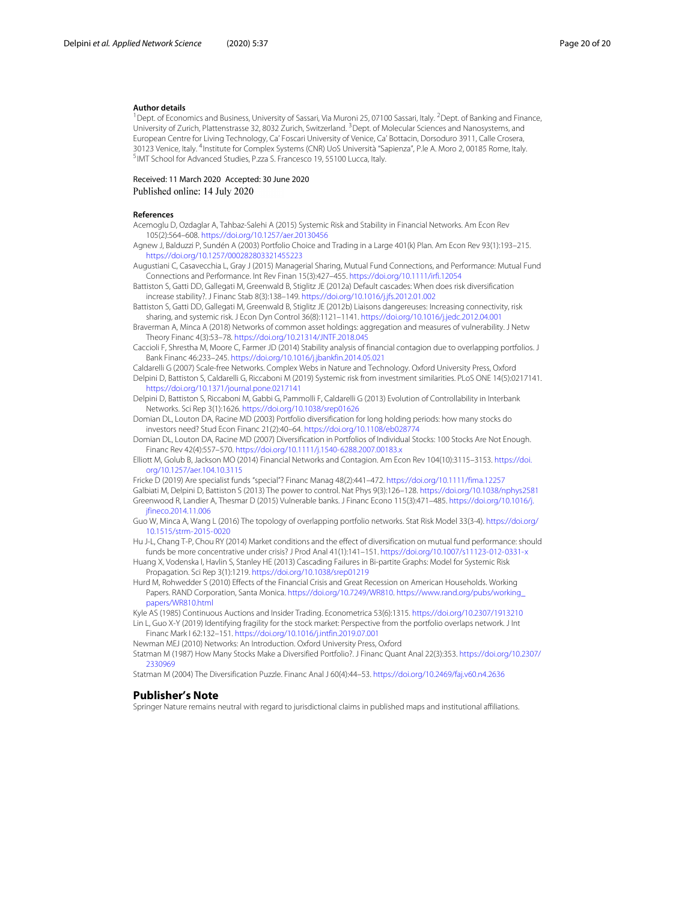### Author details

[1]Dept. of Economics and Business, University of Sassari, Via Muroni 25, 07100 Sassari, Italy. [2]Dept. of Banking and Finance, University of Zurich, Plattenstrasse 32, 8032 Zurich, Switzerland. [3]Dept. of Molecular Sciences and Nanosystems, and European Centre for Living Technology, Ca' Foscari University of Venice, Ca' Bottacin, Dorsoduro 3911, Calle Crosera, 30123 Venice, Italy. [4]Institute for Complex Systems (CNR) UoS Università "Sapienza", P.le A. Moro 2, 00185 Rome, Italy. [5]IMT School for Advanced Studies, P.zza S. Francesco 19, 55100 Lucca, Italy.

Received: 11 March 2020 Accepted: 30 June 2020
Published online: 14 July 2020

### References

Acemoglu D, Ozdaglar A, Tahbaz-Salehi A (2015) Systemic Risk and Stability in Financial Networks. Am Econ Rev 105(2):564–608. https://doi.org/10.1257/aer.20130456

Agnew J, Balduzzi P, Sundén A (2003) Portfolio Choice and Trading in a Large 401(k) Plan. Am Econ Rev 93(1):193–215. https://doi.org/10.1257/000282803321455223

Augustiani C, Casavecchia L, Gray J (2015) Managerial Sharing, Mutual Fund Connections, and Performance: Mutual Fund Connections and Performance. Int Rev Finan 15(3):427–455. https://doi.org/10.1111/irfi.12054

Battiston S, Gatti DD, Gallegati M, Greenwald B, Stiglitz JE (2012a) Default cascades: When does risk diversification increase stability?. J Financ Stab 8(3):138–149. https://doi.org/10.1016/j.jfs.2012.01.002

Battiston S, Gatti DD, Gallegati M, Greenwald B, Stiglitz JE (2012b) Liaisons dangereuses: Increasing connectivity, risk sharing, and systemic risk. J Econ Dyn Control 36(8):1121–1141. https://doi.org/10.1016/j.jedc.2012.04.001

Braverman A, Minca A (2018) Networks of common asset holdings: aggregation and measures of vulnerability. J Netw Theory Financ 4(3):53–78. https://doi.org/10.21314/JNTF.2018.045

Caccioli F, Shrestha M, Moore C, Farmer JD (2014) Stability analysis of financial contagion due to overlapping portfolios. J Bank Financ 46:233–245. https://doi.org/10.1016/j.jbankfin.2014.05.021

Caldarelli G (2007) Scale-free Networks. Complex Webs in Nature and Technology. Oxford University Press, Oxford

Delpini D, Battiston S, Caldarelli G, Riccaboni M (2019) Systemic risk from investment similarities. PLoS ONE 14(5):0217141. https://doi.org/10.1371/journal.pone.0217141

Delpini D, Battiston S, Riccaboni M, Gabbi G, Pammolli F, Caldarelli G (2013) Evolution of Controllability in Interbank Networks. Sci Rep 3(1):1626. https://doi.org/10.1038/srep01626

Domian DL, Louton DA, Racine MD (2003) Portfolio diversification for long holding periods: how many stocks do investors need? Stud Econ Financ 21(2):40–64. https://doi.org/10.1108/eb028774

Domian DL, Louton DA, Racine MD (2007) Diversification in Portfolios of Individual Stocks: 100 Stocks Are Not Enough. Financ Rev 42(4):557–570. https://doi.org/10.1111/j.1540-6288.2007.00183.x

Elliott M, Golub B, Jackson MO (2014) Financial Networks and Contagion. Am Econ Rev 104(10):3115–3153. https://doi.org/10.1257/aer.104.10.3115

Fricke D (2019) Are specialist funds "special"? Financ Manag 48(2):441–472. https://doi.org/10.1111/fima.12257

Galbiati M, Delpini D, Battiston S (2013) The power to control. Nat Phys 9(3):126–128. https://doi.org/10.1038/nphys2581

Greenwood R, Landier A, Thesmar D (2015) Vulnerable banks. J Financ Econo 115(3):471–485. https://doi.org/10.1016/j.jfineco.2014.11.006

Guo W, Minca A, Wang L (2016) The topology of overlapping portfolio networks. Stat Risk Model 33(3-4). https://doi.org/10.1515/strm-2015-0020

Hu J-L, Chang T-P, Chou RY (2014) Market conditions and the effect of diversification on mutual fund performance: should funds be more concentrative under crisis? J Prod Anal 41(1):141–151. https://doi.org/10.1007/s11123-012-0331-x

Huang X, Vodenska I, Havlin S, Stanley HE (2013) Cascading Failures in Bi-partite Graphs: Model for Systemic Risk Propagation. Sci Rep 3(1):1219. https://doi.org/10.1038/srep01219

Hurd M, Rohwedder S (2010) Effects of the Financial Crisis and Great Recession on American Households. Working Papers. RAND Corporation, Santa Monica. https://doi.org/10.7249/WR810. https://www.rand.org/pubs/working_papers/WR810.html

Kyle AS (1985) Continuous Auctions and Insider Trading. Econometrica 53(6):1315. https://doi.org/10.2307/1913210

Lin L, Guo X-Y (2019) Identifying fragility for the stock market: Perspective from the portfolio overlaps network. J Int Financ Mark I 62:132–151. https://doi.org/10.1016/j.intfin.2019.07.001

Newman MEJ (2010) Networks: An Introduction. Oxford University Press, Oxford

Statman M (1987) How Many Stocks Make a Diversified Portfolio?. J Financ Quant Anal 22(3):353. https://doi.org/10.2307/2330969

Statman M (2004) The Diversification Puzzle. Financ Anal J 60(4):44–53. https://doi.org/10.2469/faj.v60.n4.2636

## Publisher's Note

Springer Nature remains neutral with regard to jurisdictional claims in published maps and institutional affiliations.